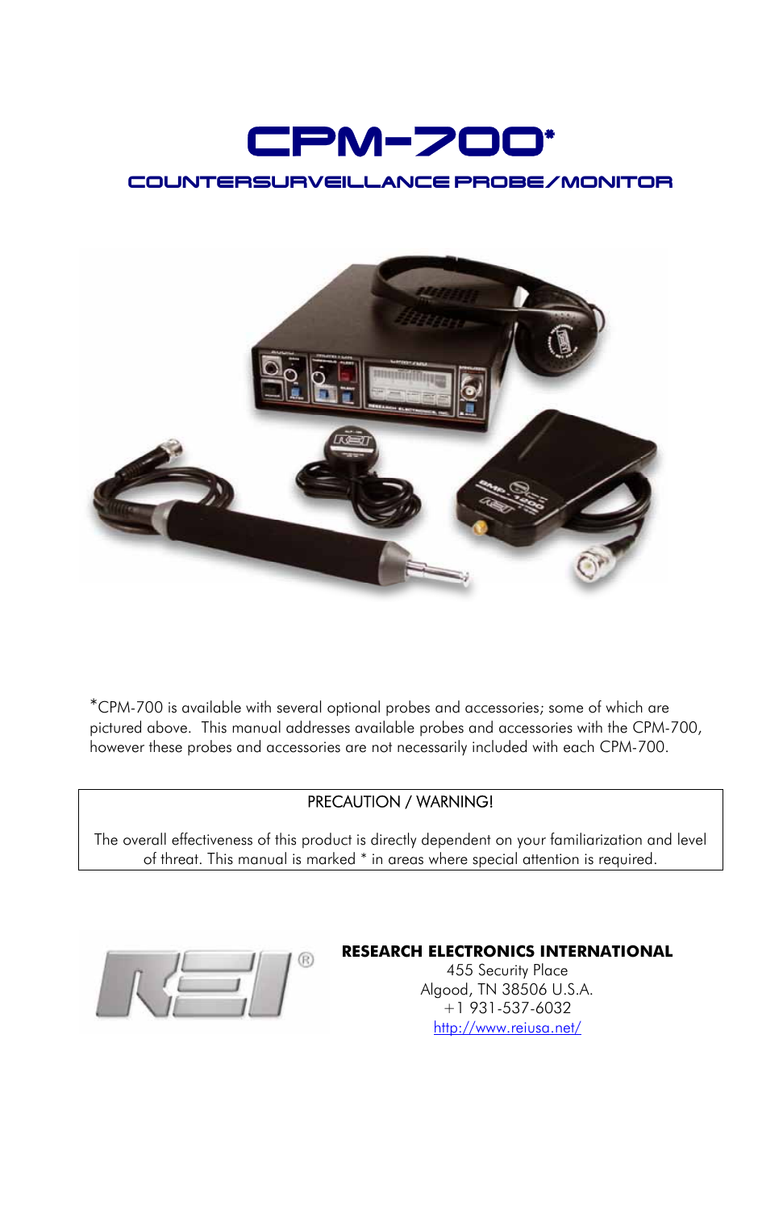# CPM-700*

## COUNTERSURVEILLANCE PROBE/MONITOR

*CPM-700 is available with several optional probes and accessories; some of which are pictured above. This manual addresses available probes and accessories with the CPM-700, however these probes and accessories are not necessarily included with each CPM-700.

| PRECAUTION / WARNING! |
| --- |
| The overall effectiveness of this product is directly dependent on your familiarization and level of threat. This manual is marked * in areas where special attention is required. |

**RESEARCH ELECTRONICS INTERNATIONAL**
455 Security Place
Algood, TN 38506 U.S.A.
+1 931-537-6032
http://www.reiusa.net/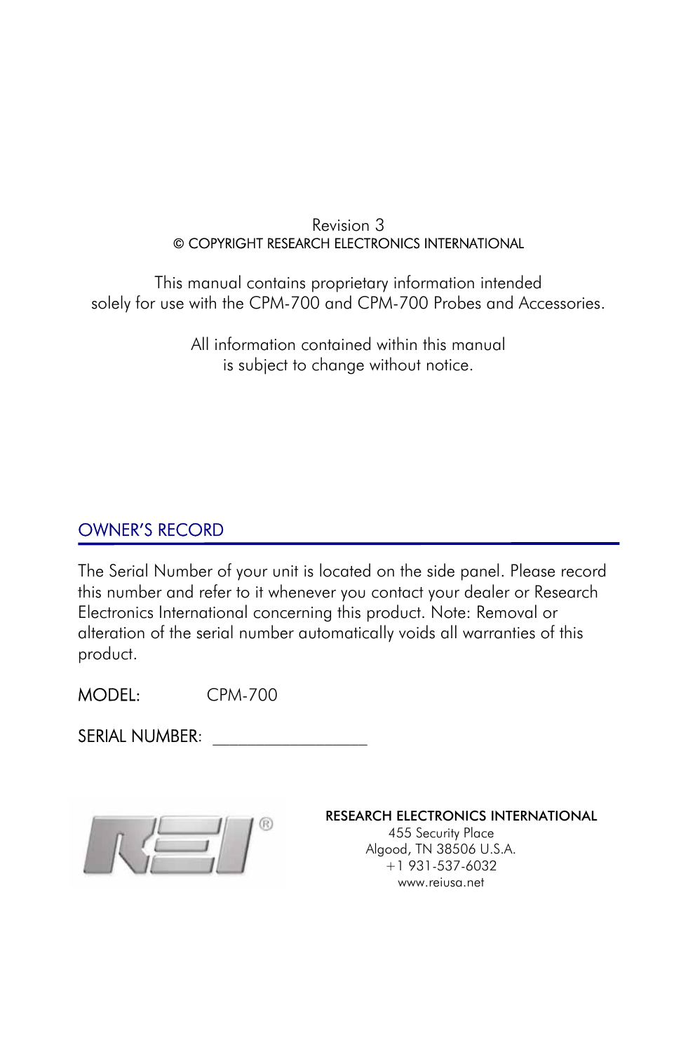Revision 3

© COPYRIGHT RESEARCH ELECTRONICS INTERNATIONAL

This manual contains proprietary information intended solely for use with the CPM-700 and CPM-700 Probes and Accessories.

All information contained within this manual is subject to change without notice.

## OWNER'S RECORD

The Serial Number of your unit is located on the side panel. Please record this number and refer to it whenever you contact your dealer or Research Electronics International concerning this product. Note: Removal or alteration of the serial number automatically voids all warranties of this product.

MODEL: CPM-700

SERIAL NUMBER: ________________

RESEARCH ELECTRONICS INTERNATIONAL
455 Security Place
Algood, TN 38506 U.S.A.
+1 931-537-6032
www.reiusa.net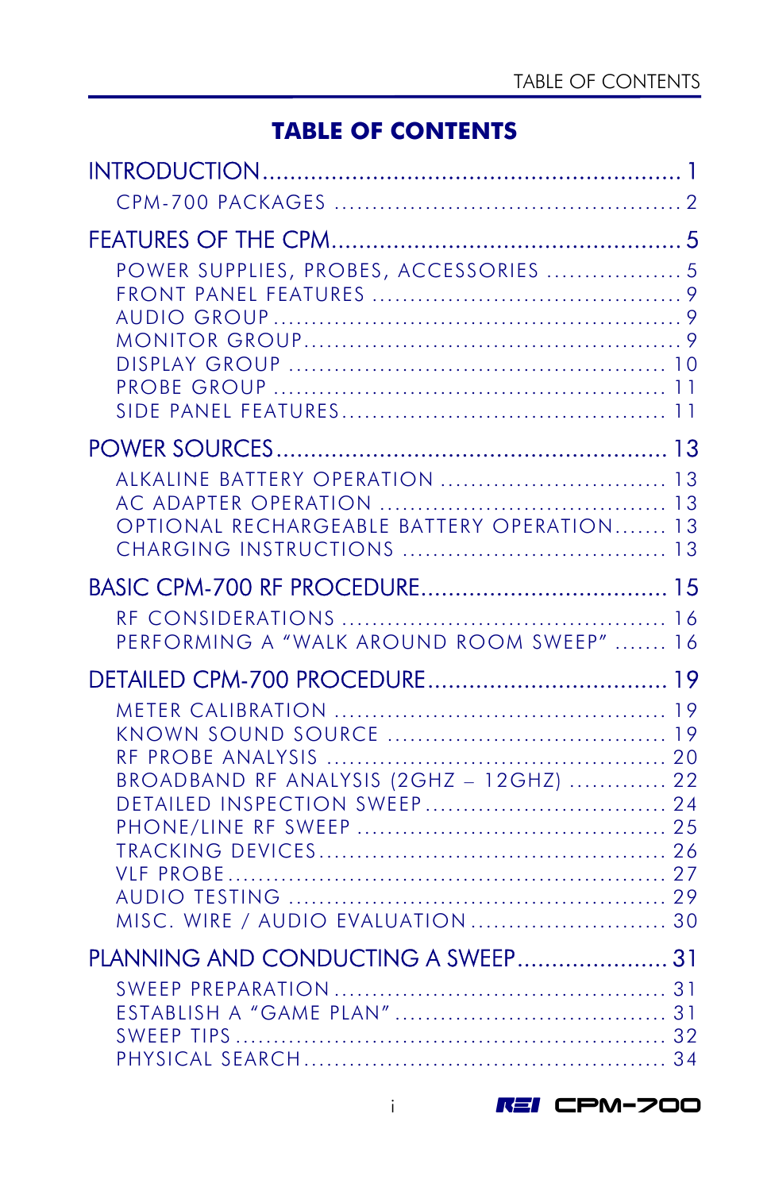# TABLE OF CONTENTS

INTRODUCTION ........................................................... 1
- CPM-700 PACKAGES ............................................. 2

FEATURES OF THE CPM................................................ 5
- POWER SUPPLIES, PROBES, ACCESSORIES .................. 5
- FRONT PANEL FEATURES ........................................ 9
- AUDIO GROUP ..................................................... 9
- MONITOR GROUP................................................... 9
- DISPLAY GROUP .................................................. 10
- PROBE GROUP ..................................................... 11
- SIDE PANEL FEATURES............................................ 11

POWER SOURCES....................................................... 13
- ALKALINE BATTERY OPERATION .............................. 13
- AC ADAPTER OPERATION ...................................... 13
- OPTIONAL RECHARGEABLE BATTERY OPERATION....... 13
- CHARGING INSTRUCTIONS .................................. 13

BASIC CPM-700 RF PROCEDURE.................................. 15
- RF CONSIDERATIONS .......................................... 16
- PERFORMING A “WALK AROUND ROOM SWEEP” ....... 16

DETAILED CPM-700 PROCEDURE................................. 19
- METER CALIBRATION ........................................... 19
- KNOWN SOUND SOURCE ..................................... 19
- RF PROBE ANALYSIS ............................................ 20
- BROADBAND RF ANALYSIS (2GHZ – 12GHZ) ............. 22
- DETAILED INSPECTION SWEEP................................ 24
- PHONE/LINE RF SWEEP ........................................ 25
- TRACKING DEVICES............................................. 26
- VLF PROBE......................................................... 27
- AUDIO TESTING ................................................. 29
- MISC. WIRE / AUDIO EVALUATION .......................... 30

PLANNING AND CONDUCTING A SWEEP...................... 31
- SWEEP PREPARATION........................................... 31
- ESTABLISH A “GAME PLAN” .................................... 31
- SWEEP TIPS ........................................................ 32
- PHYSICAL SEARCH................................................ 34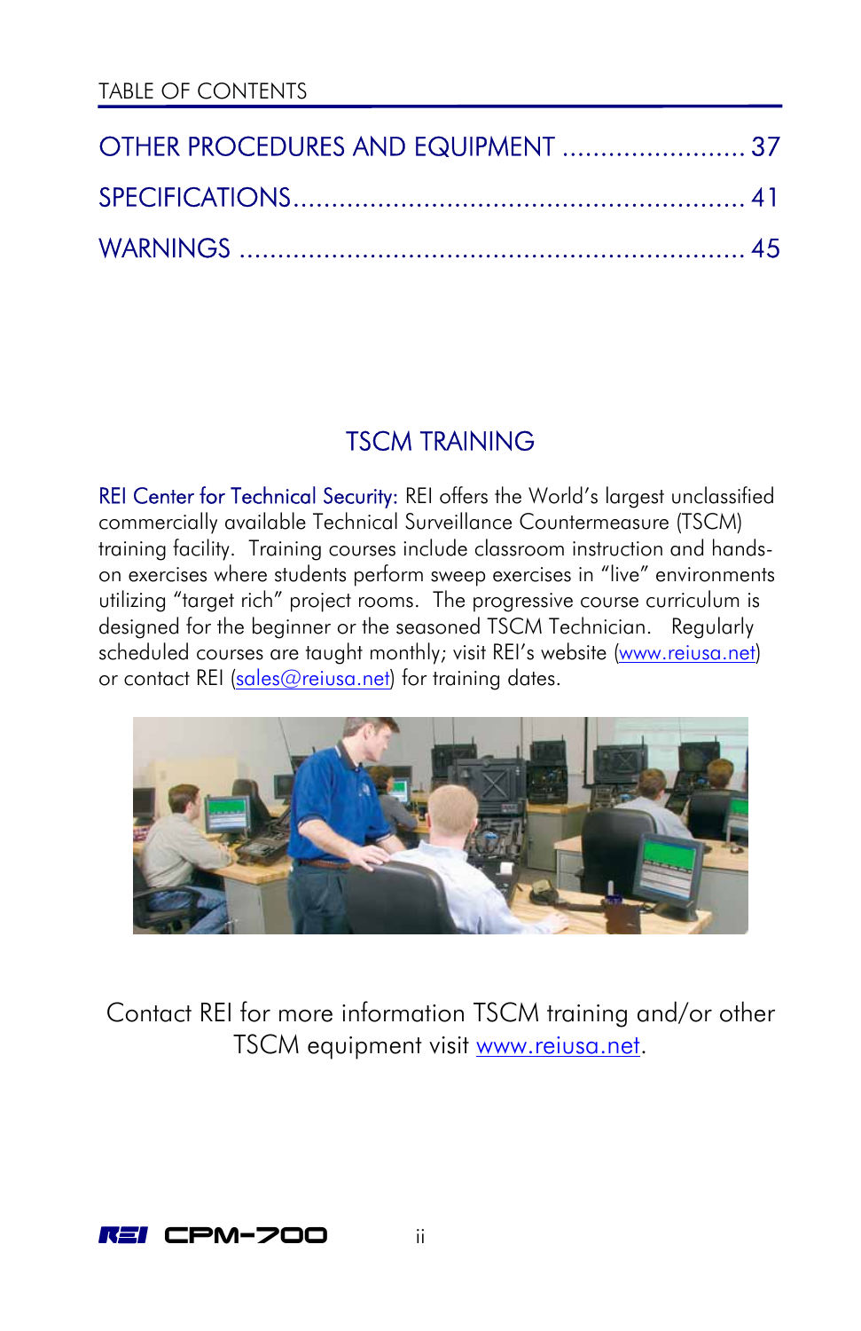TABLE OF CONTENTS

OTHER PROCEDURES AND EQUIPMENT ........................ 37

SPECIFICATIONS.......................................................... 41

WARNINGS ................................................................. 45

## TSCM TRAINING

REI Center for Technical Security: REI offers the World's largest unclassified commercially available Technical Surveillance Countermeasure (TSCM) training facility. Training courses include classroom instruction and hands-on exercises where students perform sweep exercises in "live" environments utilizing "target rich" project rooms. The progressive course curriculum is designed for the beginner or the seasoned TSCM Technician. Regularly scheduled courses are taught monthly; visit REI's website (www.reiusa.net) or contact REI (sales@reiusa.net) for training dates.

Contact REI for more information TSCM training and/or other TSCM equipment visit www.reiusa.net.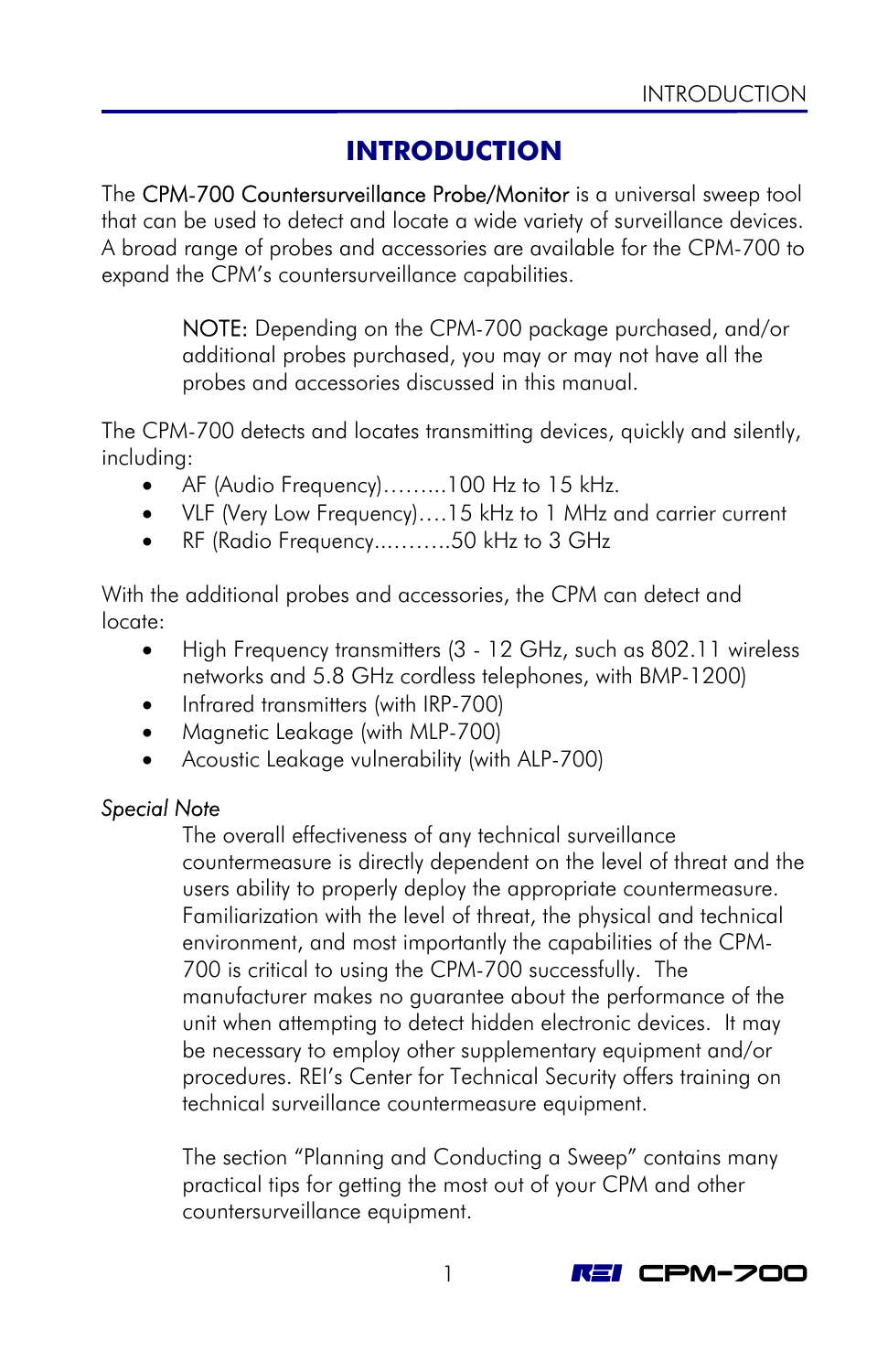# INTRODUCTION

The CPM-700 Countersurveillance Probe/Monitor is a universal sweep tool that can be used to detect and locate a wide variety of surveillance devices. A broad range of probes and accessories are available for the CPM-700 to expand the CPM's countersurveillance capabilities.

> NOTE: Depending on the CPM-700 package purchased, and/or additional probes purchased, you may or may not have all the probes and accessories discussed in this manual.

The CPM-700 detects and locates transmitting devices, quickly and silently, including:

- AF (Audio Frequency)……...100 Hz to 15 kHz.
- VLF (Very Low Frequency)….15 kHz to 1 MHz and carrier current
- RF (Radio Frequency..……..50 kHz to 3 GHz

With the additional probes and accessories, the CPM can detect and locate:

- High Frequency transmitters (3 - 12 GHz, such as 802.11 wireless networks and 5.8 GHz cordless telephones, with BMP-1200)
- Infrared transmitters (with IRP-700)
- Magnetic Leakage (with MLP-700)
- Acoustic Leakage vulnerability (with ALP-700)

*Special Note*

The overall effectiveness of any technical surveillance countermeasure is directly dependent on the level of threat and the users ability to properly deploy the appropriate countermeasure. Familiarization with the level of threat, the physical and technical environment, and most importantly the capabilities of the CPM-700 is critical to using the CPM-700 successfully. The manufacturer makes no guarantee about the performance of the unit when attempting to detect hidden electronic devices. It may be necessary to employ other supplementary equipment and/or procedures. REI's Center for Technical Security offers training on technical surveillance countermeasure equipment.

The section "Planning and Conducting a Sweep" contains many practical tips for getting the most out of your CPM and other countersurveillance equipment.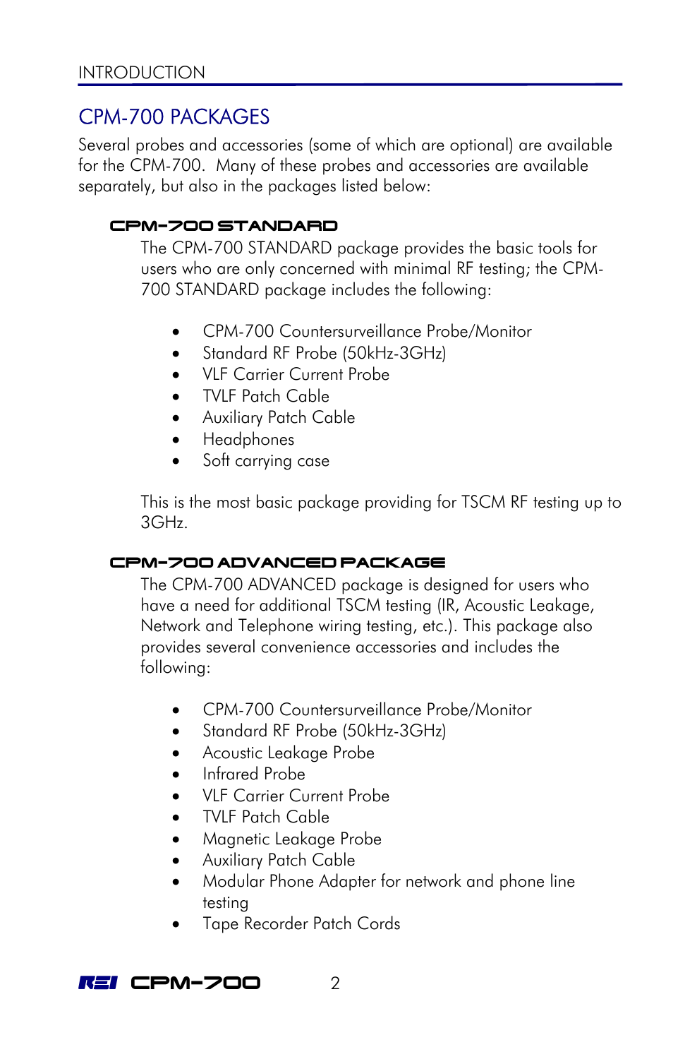## CPM-700 PACKAGES

Several probes and accessories (some of which are optional) are available for the CPM-700. Many of these probes and accessories are available separately, but also in the packages listed below:

### CPM-700 STANDARD

The CPM-700 STANDARD package provides the basic tools for users who are only concerned with minimal RF testing; the CPM-700 STANDARD package includes the following:

- CPM-700 Countersurveillance Probe/Monitor
- Standard RF Probe (50kHz-3GHz)
- VLF Carrier Current Probe
- TVLF Patch Cable
- Auxiliary Patch Cable
- Headphones
- Soft carrying case

This is the most basic package providing for TSCM RF testing up to 3GHz.

### CPM-700 ADVANCED PACKAGE

The CPM-700 ADVANCED package is designed for users who have a need for additional TSCM testing (IR, Acoustic Leakage, Network and Telephone wiring testing, etc.). This package also provides several convenience accessories and includes the following:

- CPM-700 Countersurveillance Probe/Monitor
- Standard RF Probe (50kHz-3GHz)
- Acoustic Leakage Probe
- Infrared Probe
- VLF Carrier Current Probe
- TVLF Patch Cable
- Magnetic Leakage Probe
- Auxiliary Patch Cable
- Modular Phone Adapter for network and phone line testing
- Tape Recorder Patch Cords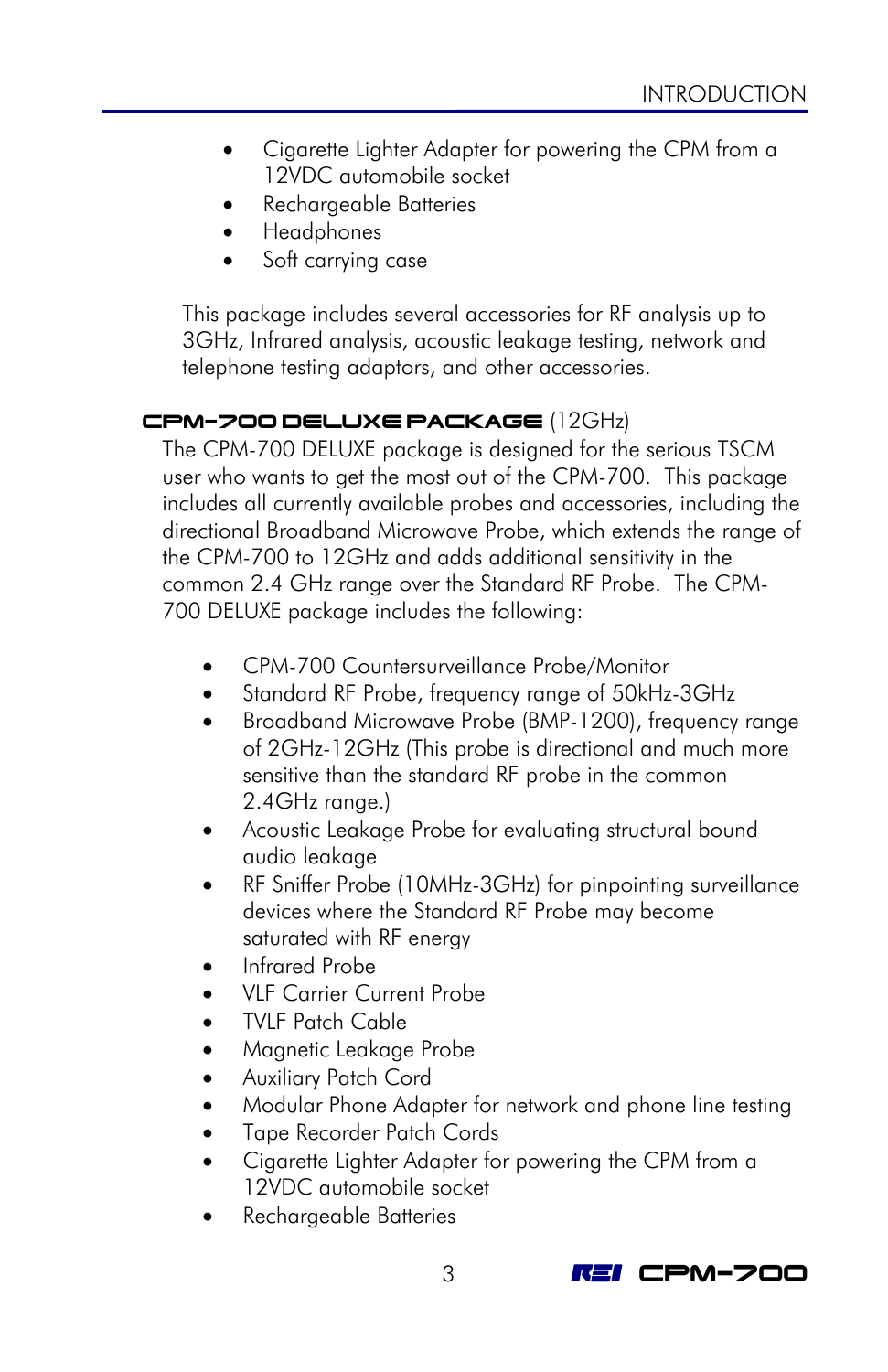- Cigarette Lighter Adapter for powering the CPM from a 12VDC automobile socket
- Rechargeable Batteries
- Headphones
- Soft carrying case

This package includes several accessories for RF analysis up to 3GHz, Infrared analysis, acoustic leakage testing, network and telephone testing adaptors, and other accessories.

### CPM-700 DELUXE PACKAGE (12GHz)

The CPM-700 DELUXE package is designed for the serious TSCM user who wants to get the most out of the CPM-700. This package includes all currently available probes and accessories, including the directional Broadband Microwave Probe, which extends the range of the CPM-700 to 12GHz and adds additional sensitivity in the common 2.4 GHz range over the Standard RF Probe. The CPM-700 DELUXE package includes the following:

- CPM-700 Countersurveillance Probe/Monitor
- Standard RF Probe, frequency range of 50kHz-3GHz
- Broadband Microwave Probe (BMP-1200), frequency range of 2GHz-12GHz (This probe is directional and much more sensitive than the standard RF probe in the common 2.4GHz range.)
- Acoustic Leakage Probe for evaluating structural bound audio leakage
- RF Sniffer Probe (10MHz-3GHz) for pinpointing surveillance devices where the Standard RF Probe may become saturated with RF energy
- Infrared Probe
- VLF Carrier Current Probe
- TVLF Patch Cable
- Magnetic Leakage Probe
- Auxiliary Patch Cord
- Modular Phone Adapter for network and phone line testing
- Tape Recorder Patch Cords
- Cigarette Lighter Adapter for powering the CPM from a 12VDC automobile socket
- Rechargeable Batteries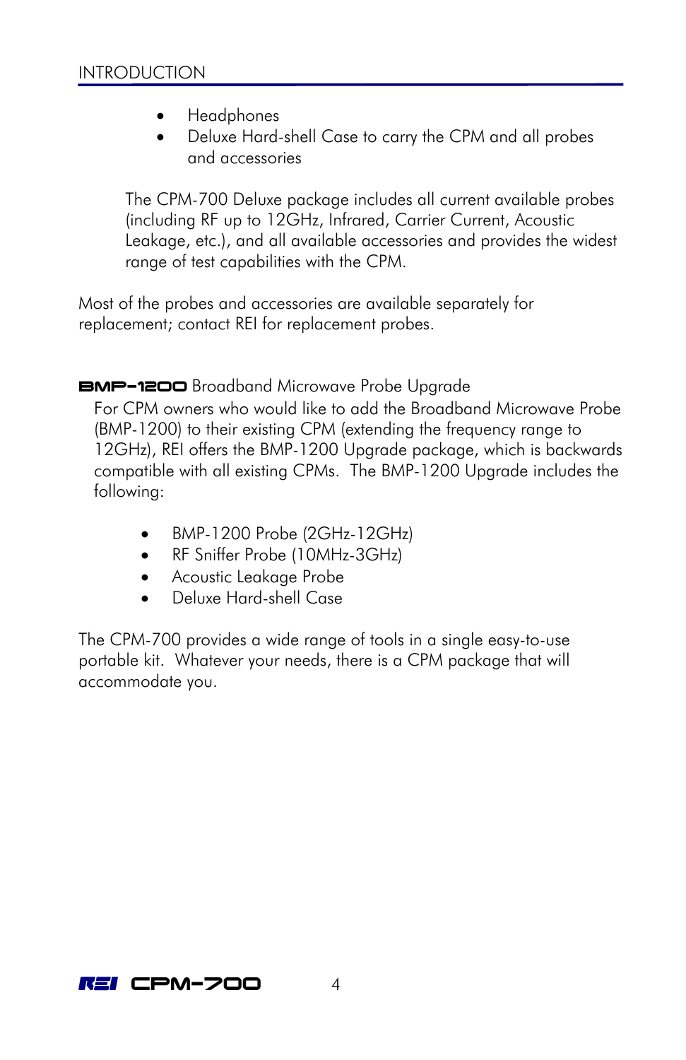- Headphones
- Deluxe Hard-shell Case to carry the CPM and all probes and accessories

The CPM-700 Deluxe package includes all current available probes (including RF up to 12GHz, Infrared, Carrier Current, Acoustic Leakage, etc.), and all available accessories and provides the widest range of test capabilities with the CPM.

Most of the probes and accessories are available separately for replacement; contact REI for replacement probes.

### BMP-1200 Broadband Microwave Probe Upgrade

For CPM owners who would like to add the Broadband Microwave Probe (BMP-1200) to their existing CPM (extending the frequency range to 12GHz), REI offers the BMP-1200 Upgrade package, which is backwards compatible with all existing CPMs. The BMP-1200 Upgrade includes the following:

- BMP-1200 Probe (2GHz-12GHz)
- RF Sniffer Probe (10MHz-3GHz)
- Acoustic Leakage Probe
- Deluxe Hard-shell Case

The CPM-700 provides a wide range of tools in a single easy-to-use portable kit. Whatever your needs, there is a CPM package that will accommodate you.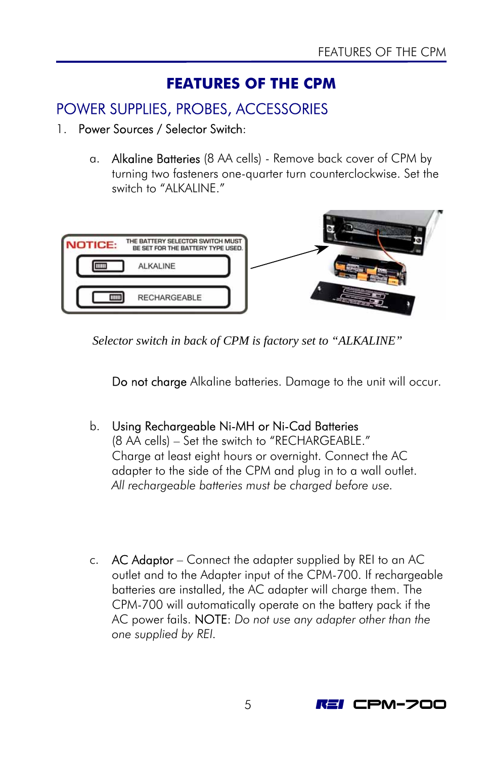# FEATURES OF THE CPM

## POWER SUPPLIES, PROBES, ACCESSORIES

1. Power Sources / Selector Switch:

   a. Alkaline Batteries (8 AA cells) - Remove back cover of CPM by turning two fasteners one-quarter turn counterclockwise. Set the switch to "ALKALINE."

   NOTICE: THE BATTERY SELECTOR SWITCH MUST BE SET FOR THE BATTERY TYPE USED.

   ALKALINE

   RECHARGEABLE

   *Selector switch in back of CPM is factory set to "ALKALINE"*

   Do not charge Alkaline batteries. Damage to the unit will occur.

   b. Using Rechargeable Ni-MH or Ni-Cad Batteries
   (8 AA cells) – Set the switch to "RECHARGEABLE."
   Charge at least eight hours or overnight. Connect the AC adapter to the side of the CPM and plug in to a wall outlet.
   *All rechargeable batteries must be charged before use.*

   c. AC Adaptor – Connect the adapter supplied by REI to an AC outlet and to the Adapter input of the CPM-700. If rechargeable batteries are installed, the AC adapter will charge them. The CPM-700 will automatically operate on the battery pack if the AC power fails. NOTE: *Do not use any adapter other than the one supplied by REI.*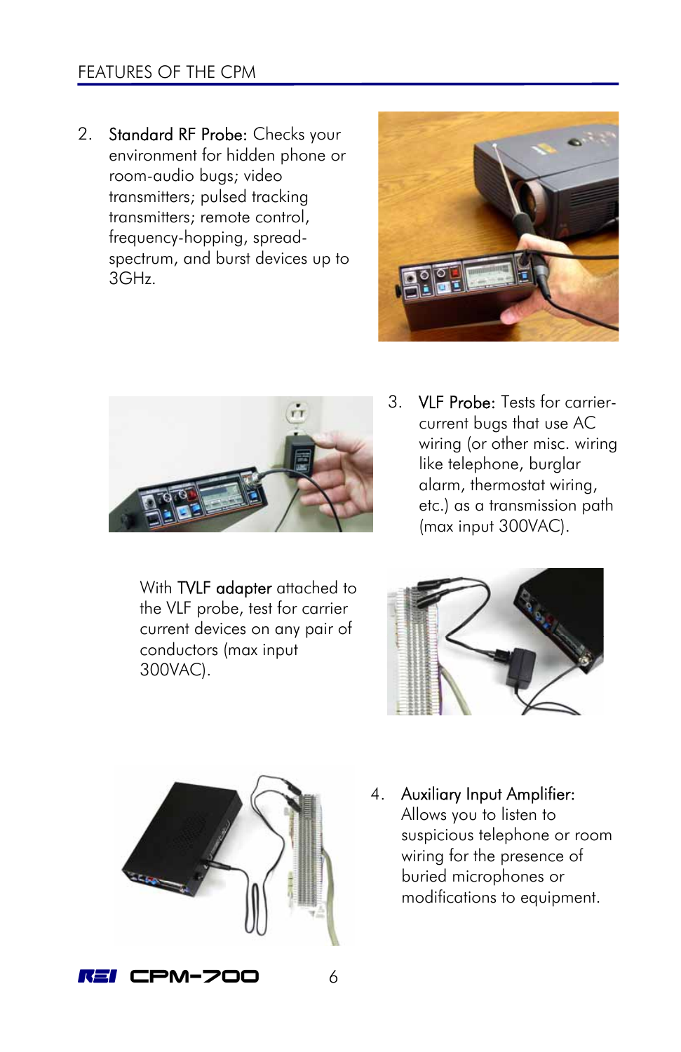2. Standard RF Probe: Checks your environment for hidden phone or room-audio bugs; video transmitters; pulsed tracking transmitters; remote control, frequency-hopping, spread-spectrum, and burst devices up to 3GHz.

3. VLF Probe: Tests for carrier-current bugs that use AC wiring (or other misc. wiring like telephone, burglar alarm, thermostat wiring, etc.) as a transmission path (max input 300VAC).

   With TVLF adapter attached to the VLF probe, test for carrier current devices on any pair of conductors (max input 300VAC).

4. Auxiliary Input Amplifier: Allows you to listen to suspicious telephone or room wiring for the presence of buried microphones or modifications to equipment.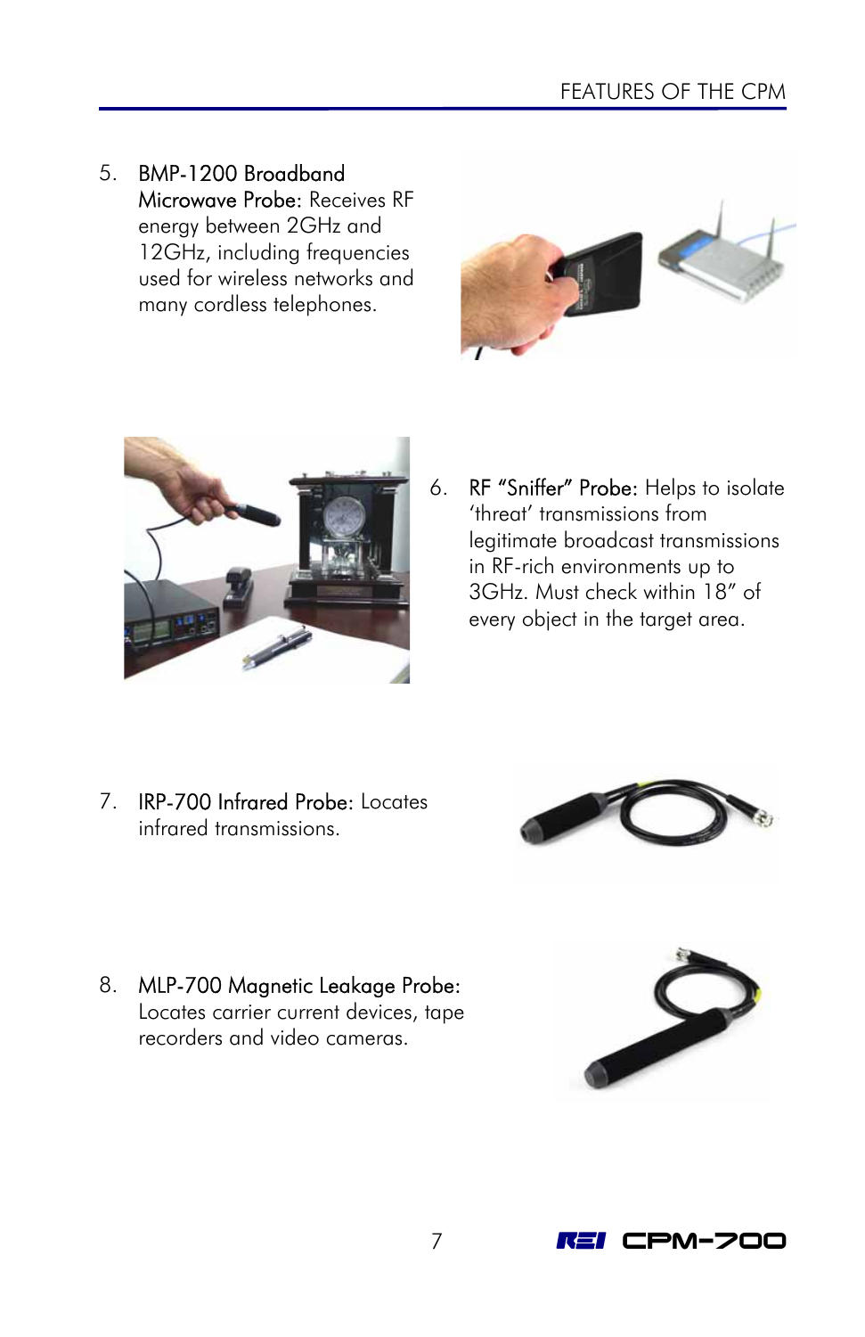5. **BMP-1200 Broadband Microwave Probe:** Receives RF energy between 2GHz and 12GHz, including frequencies used for wireless networks and many cordless telephones.

6. **RF "Sniffer" Probe:** Helps to isolate 'threat' transmissions from legitimate broadcast transmissions in RF-rich environments up to 3GHz. Must check within 18" of every object in the target area.

7. **IRP-700 Infrared Probe:** Locates infrared transmissions.

8. **MLP-700 Magnetic Leakage Probe:** Locates carrier current devices, tape recorders and video cameras.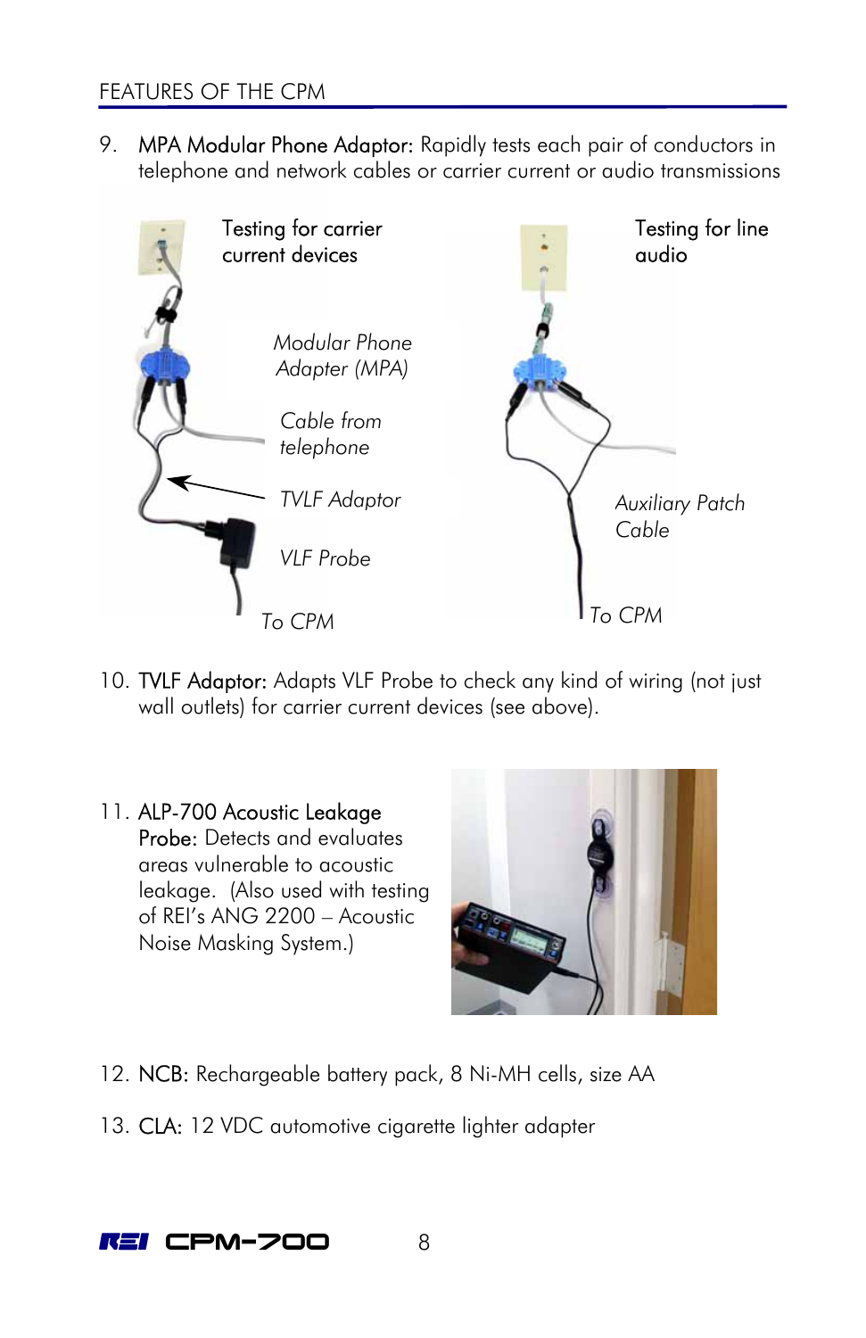9. **MPA Modular Phone Adaptor:** Rapidly tests each pair of conductors in telephone and network cables or carrier current or audio transmissions

Testing for carrier current devices

*Modular Phone Adapter (MPA)*

*Cable from telephone*

*TVLF Adaptor*

*VLF Probe*

*To CPM*

Testing for line audio

*Auxiliary Patch Cable*

*To CPM*

10. **TVLF Adaptor:** Adapts VLF Probe to check any kind of wiring (not just wall outlets) for carrier current devices (see above).

11. **ALP-700 Acoustic Leakage Probe:** Detects and evaluates areas vulnerable to acoustic leakage. (Also used with testing of REI's ANG 2200 – Acoustic Noise Masking System.)

12. **NCB:** Rechargeable battery pack, 8 Ni-MH cells, size AA

13. **CLA:** 12 VDC automotive cigarette lighter adapter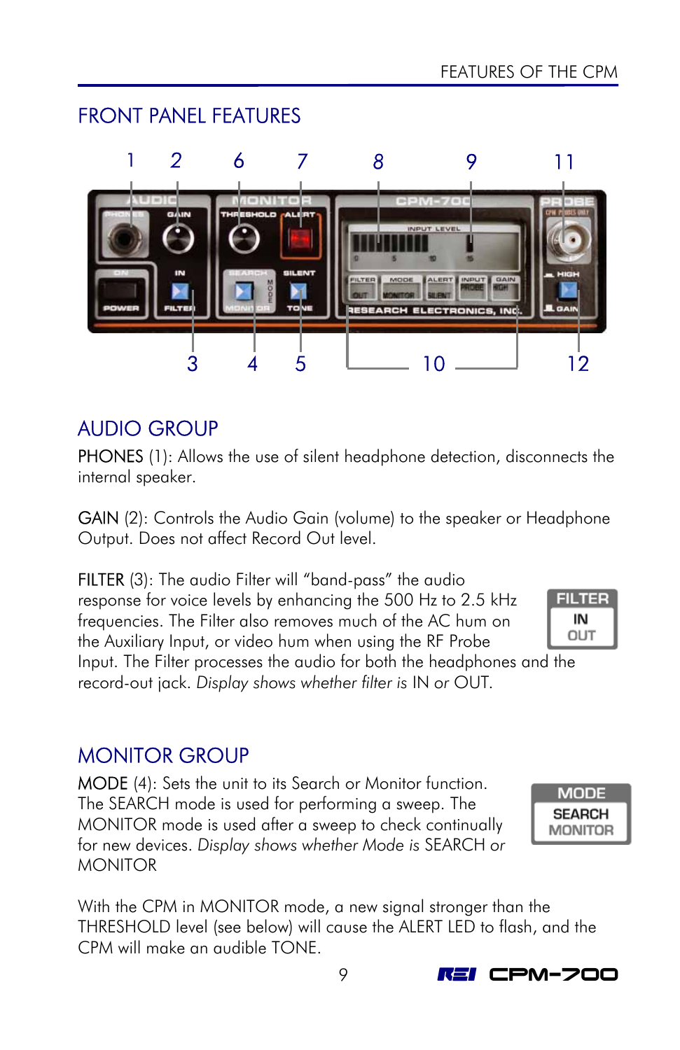## FRONT PANEL FEATURES

### AUDIO GROUP

PHONES (1): Allows the use of silent headphone detection, disconnects the internal speaker.

GAIN (2): Controls the Audio Gain (volume) to the speaker or Headphone Output. Does not affect Record Out level.

FILTER (3): The audio Filter will "band-pass" the audio response for voice levels by enhancing the 500 Hz to 2.5 kHz frequencies. The Filter also removes much of the AC hum on the Auxiliary Input, or video hum when using the RF Probe Input. The Filter processes the audio for both the headphones and the record-out jack. *Display shows whether filter is* IN *or* OUT.

### MONITOR GROUP

MODE (4): Sets the unit to its Search or Monitor function. The SEARCH mode is used for performing a sweep. The MONITOR mode is used after a sweep to check continually for new devices. *Display shows whether Mode is* SEARCH *or* MONITOR

With the CPM in MONITOR mode, a new signal stronger than the THRESHOLD level (see below) will cause the ALERT LED to flash, and the CPM will make an audible TONE.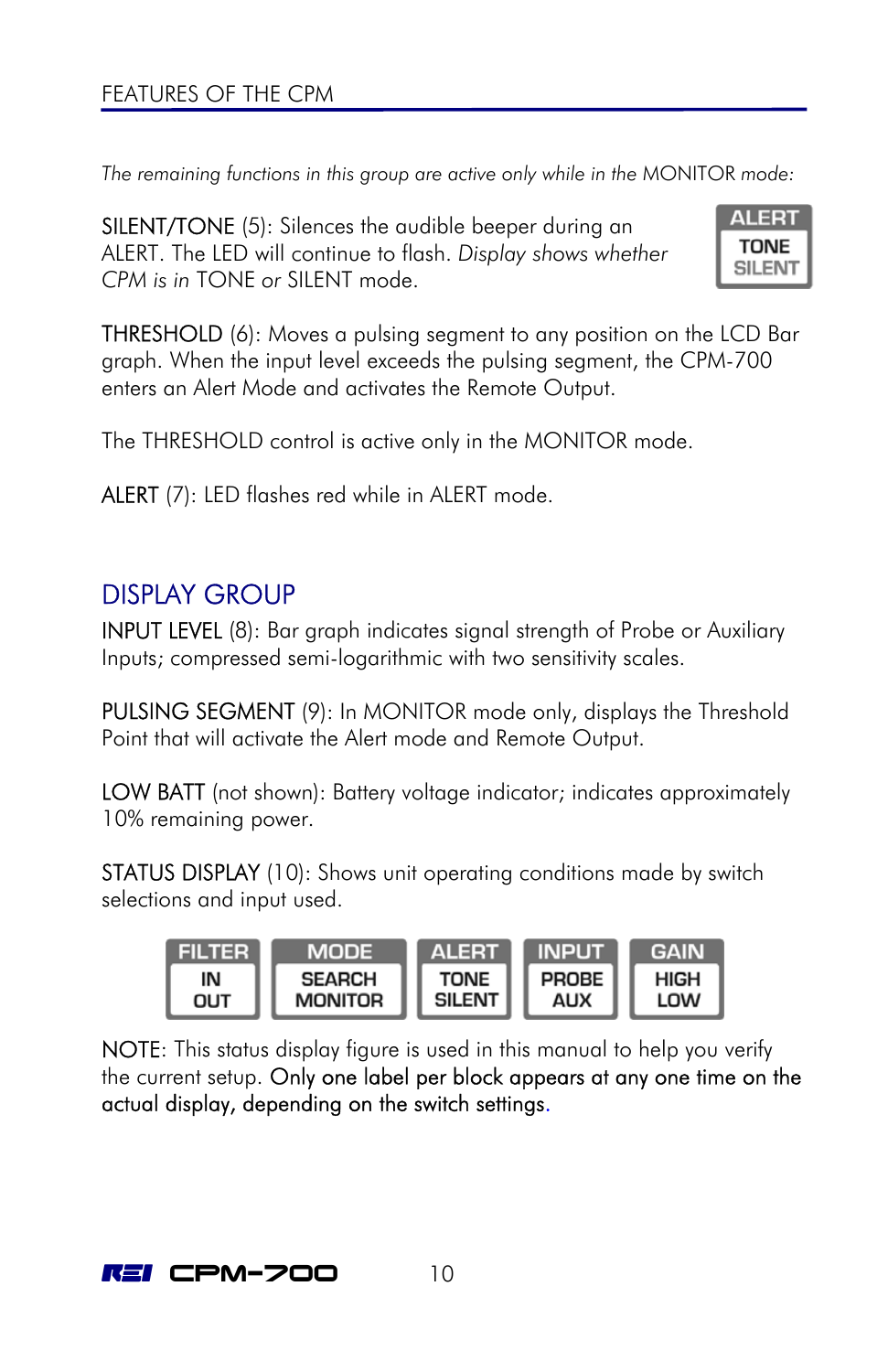*The remaining functions in this group are active only while in the MONITOR mode:*

SILENT/TONE (5): Silences the audible beeper during an ALERT. The LED will continue to flash. *Display shows whether CPM is in* TONE *or* SILENT mode.

| ALERT |
| --- |
| TONE |
| SILENT |

THRESHOLD (6): Moves a pulsing segment to any position on the LCD Bar graph. When the input level exceeds the pulsing segment, the CPM-700 enters an Alert Mode and activates the Remote Output.

The THRESHOLD control is active only in the MONITOR mode.

ALERT (7): LED flashes red while in ALERT mode.

## DISPLAY GROUP

INPUT LEVEL (8): Bar graph indicates signal strength of Probe or Auxiliary Inputs; compressed semi-logarithmic with two sensitivity scales.

PULSING SEGMENT (9): In MONITOR mode only, displays the Threshold Point that will activate the Alert mode and Remote Output.

LOW BATT (not shown): Battery voltage indicator; indicates approximately 10% remaining power.

STATUS DISPLAY (10): Shows unit operating conditions made by switch selections and input used.

| FILTER | MODE | ALERT | INPUT | GAIN |
| --- | --- | --- | --- | --- |
| IN | SEARCH | TONE | PROBE | HIGH |
| OUT | MONITOR | SILENT | AUX | LOW |

NOTE: This status display figure is used in this manual to help you verify the current setup. Only one label per block appears at any one time on the actual display, depending on the switch settings.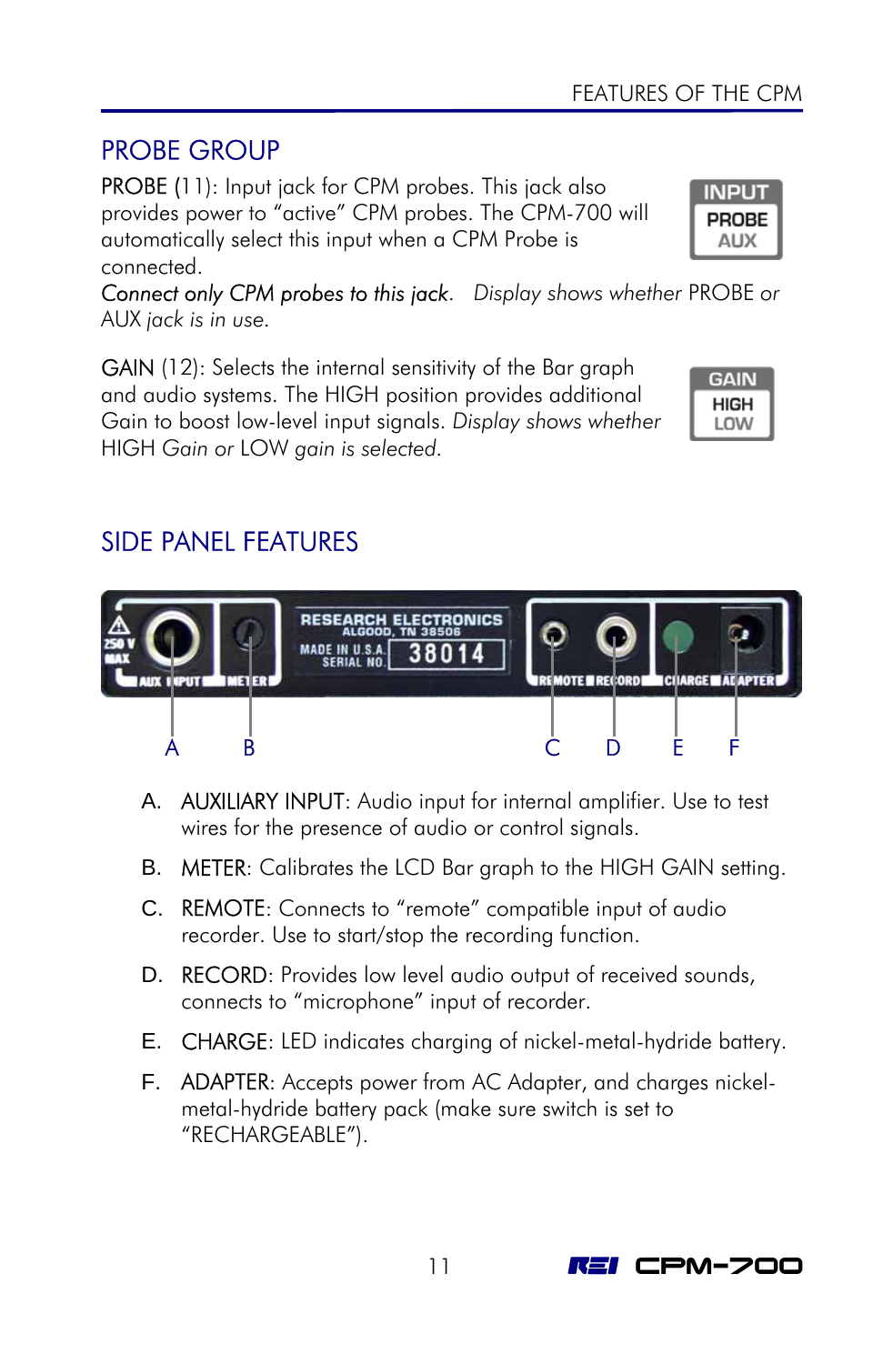## PROBE GROUP

PROBE (11): Input jack for CPM probes. This jack also provides power to "active" CPM probes. The CPM-700 will automatically select this input when a CPM Probe is connected.

*Connect only CPM probes to this jack. Display shows whether* PROBE *or* AUX *jack is in use.*

GAIN (12): Selects the internal sensitivity of the Bar graph and audio systems. The HIGH position provides additional Gain to boost low-level input signals. *Display shows whether* HIGH *Gain or* LOW *gain is selected.*

## SIDE PANEL FEATURES

A. AUXILIARY INPUT: Audio input for internal amplifier. Use to test wires for the presence of audio or control signals.

B. METER: Calibrates the LCD Bar graph to the HIGH GAIN setting.

C. REMOTE: Connects to "remote" compatible input of audio recorder. Use to start/stop the recording function.

D. RECORD: Provides low level audio output of received sounds, connects to "microphone" input of recorder.

E. CHARGE: LED indicates charging of nickel-metal-hydride battery.

F. ADAPTER: Accepts power from AC Adapter, and charges nickel-metal-hydride battery pack (make sure switch is set to "RECHARGEABLE").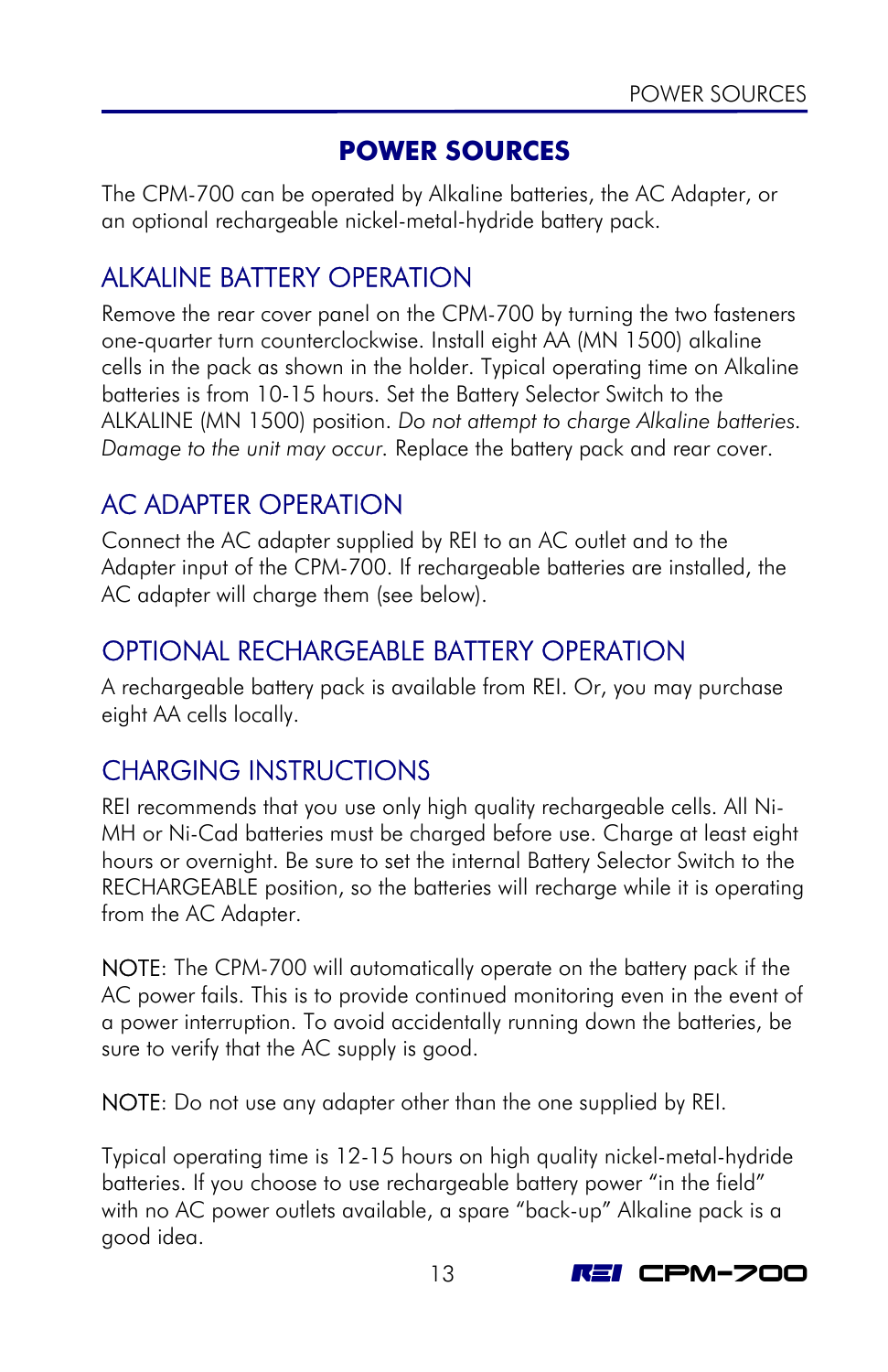# POWER SOURCES

The CPM-700 can be operated by Alkaline batteries, the AC Adapter, or an optional rechargeable nickel-metal-hydride battery pack.

## ALKALINE BATTERY OPERATION

Remove the rear cover panel on the CPM-700 by turning the two fasteners one-quarter turn counterclockwise. Install eight AA (MN 1500) alkaline cells in the pack as shown in the holder. Typical operating time on Alkaline batteries is from 10-15 hours. Set the Battery Selector Switch to the ALKALINE (MN 1500) position. *Do not attempt to charge Alkaline batteries. Damage to the unit may occur.* Replace the battery pack and rear cover.

## AC ADAPTER OPERATION

Connect the AC adapter supplied by REI to an AC outlet and to the Adapter input of the CPM-700. If rechargeable batteries are installed, the AC adapter will charge them (see below).

## OPTIONAL RECHARGEABLE BATTERY OPERATION

A rechargeable battery pack is available from REI. Or, you may purchase eight AA cells locally.

## CHARGING INSTRUCTIONS

REI recommends that you use only high quality rechargeable cells. All Ni-MH or Ni-Cad batteries must be charged before use. Charge at least eight hours or overnight. Be sure to set the internal Battery Selector Switch to the RECHARGEABLE position, so the batteries will recharge while it is operating from the AC Adapter.

NOTE: The CPM-700 will automatically operate on the battery pack if the AC power fails. This is to provide continued monitoring even in the event of a power interruption. To avoid accidentally running down the batteries, be sure to verify that the AC supply is good.

NOTE: Do not use any adapter other than the one supplied by REI.

Typical operating time is 12-15 hours on high quality nickel-metal-hydride batteries. If you choose to use rechargeable battery power “in the field” with no AC power outlets available, a spare “back-up” Alkaline pack is a good idea.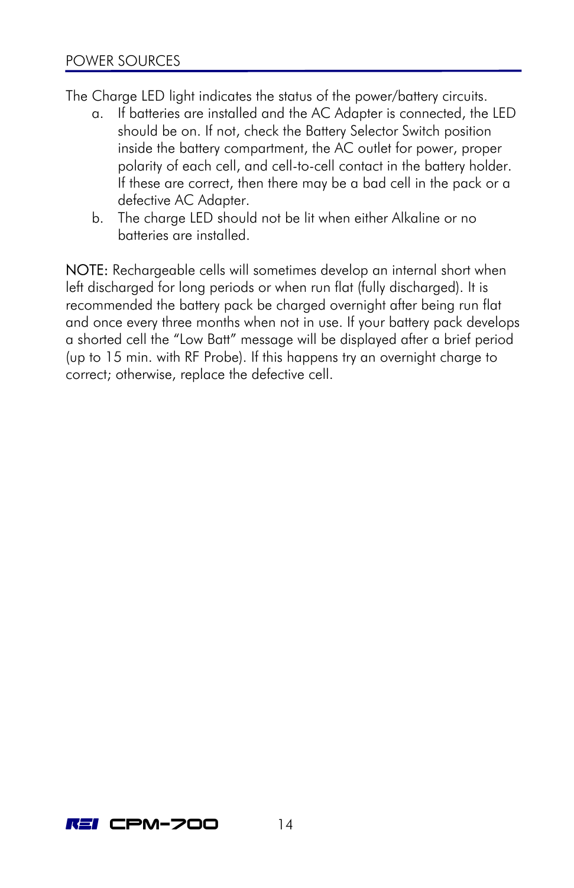The Charge LED light indicates the status of the power/battery circuits.

a. If batteries are installed and the AC Adapter is connected, the LED should be on. If not, check the Battery Selector Switch position inside the battery compartment, the AC outlet for power, proper polarity of each cell, and cell-to-cell contact in the battery holder. If these are correct, then there may be a bad cell in the pack or a defective AC Adapter.
b. The charge LED should not be lit when either Alkaline or no batteries are installed.

NOTE: Rechargeable cells will sometimes develop an internal short when left discharged for long periods or when run flat (fully discharged). It is recommended the battery pack be charged overnight after being run flat and once every three months when not in use. If your battery pack develops a shorted cell the "Low Batt" message will be displayed after a brief period (up to 15 min. with RF Probe). If this happens try an overnight charge to correct; otherwise, replace the defective cell.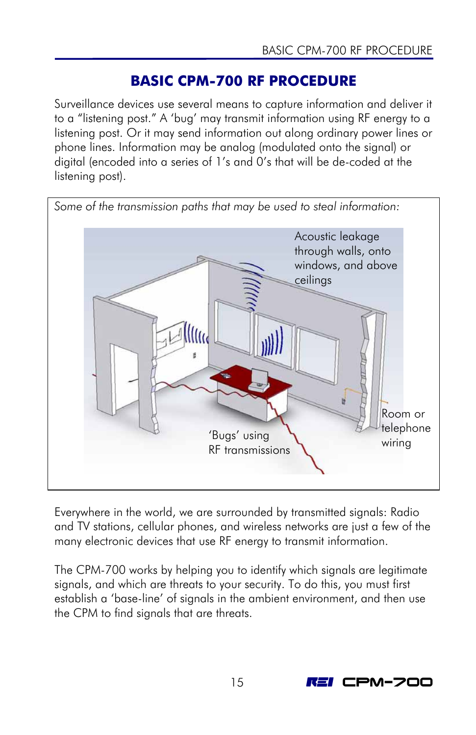# BASIC CPM-700 RF PROCEDURE

Surveillance devices use several means to capture information and deliver it to a "listening post." A 'bug' may transmit information using RF energy to a listening post. Or it may send information out along ordinary power lines or phone lines. Information may be analog (modulated onto the signal) or digital (encoded into a series of 1's and 0's that will be de-coded at the listening post).

*Some of the transmission paths that may be used to steal information:*

Acoustic leakage through walls, onto windows, and above ceilings

'Bugs' using RF transmissions

Room or telephone wiring

Everywhere in the world, we are surrounded by transmitted signals: Radio and TV stations, cellular phones, and wireless networks are just a few of the many electronic devices that use RF energy to transmit information.

The CPM-700 works by helping you to identify which signals are legitimate signals, and which are threats to your security. To do this, you must first establish a 'base-line' of signals in the ambient environment, and then use the CPM to find signals that are threats.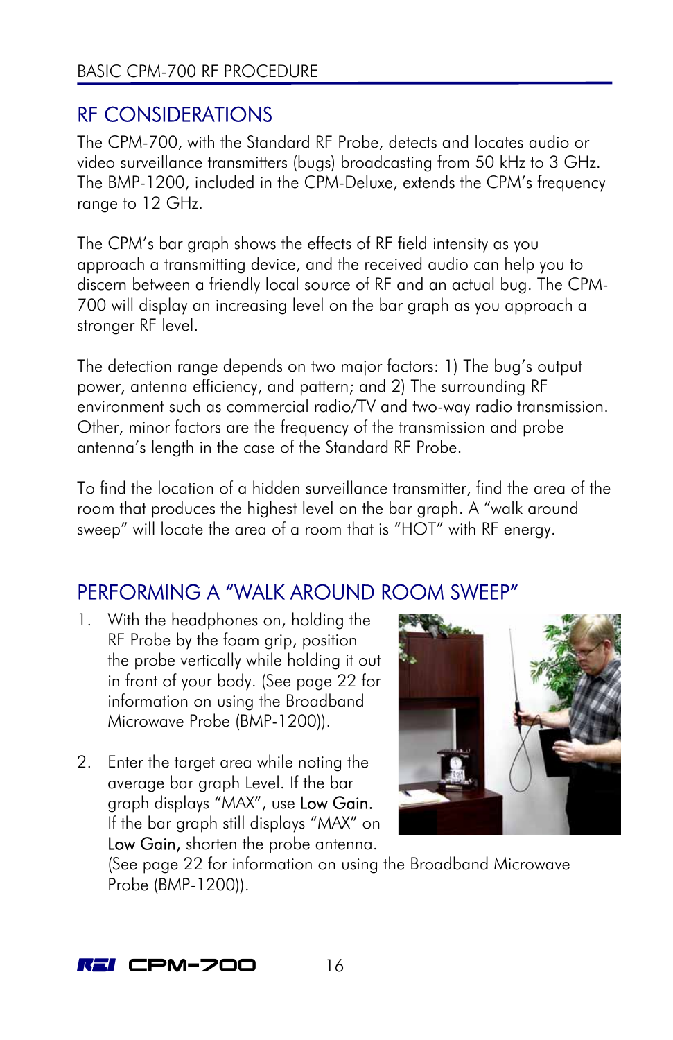## RF CONSIDERATIONS

The CPM-700, with the Standard RF Probe, detects and locates audio or video surveillance transmitters (bugs) broadcasting from 50 kHz to 3 GHz. The BMP-1200, included in the CPM-Deluxe, extends the CPM's frequency range to 12 GHz.

The CPM's bar graph shows the effects of RF field intensity as you approach a transmitting device, and the received audio can help you to discern between a friendly local source of RF and an actual bug. The CPM-700 will display an increasing level on the bar graph as you approach a stronger RF level.

The detection range depends on two major factors: 1) The bug's output power, antenna efficiency, and pattern; and 2) The surrounding RF environment such as commercial radio/TV and two-way radio transmission. Other, minor factors are the frequency of the transmission and probe antenna's length in the case of the Standard RF Probe.

To find the location of a hidden surveillance transmitter, find the area of the room that produces the highest level on the bar graph. A "walk around sweep" will locate the area of a room that is "HOT" with RF energy.

## PERFORMING A "WALK AROUND ROOM SWEEP"

1. With the headphones on, holding the RF Probe by the foam grip, position the probe vertically while holding it out in front of your body. (See page 22 for information on using the Broadband Microwave Probe (BMP-1200)).

2. Enter the target area while noting the average bar graph Level. If the bar graph displays "MAX", use **Low Gain.** If the bar graph still displays "MAX" on **Low Gain,** shorten the probe antenna. (See page 22 for information on using the Broadband Microwave Probe (BMP-1200)).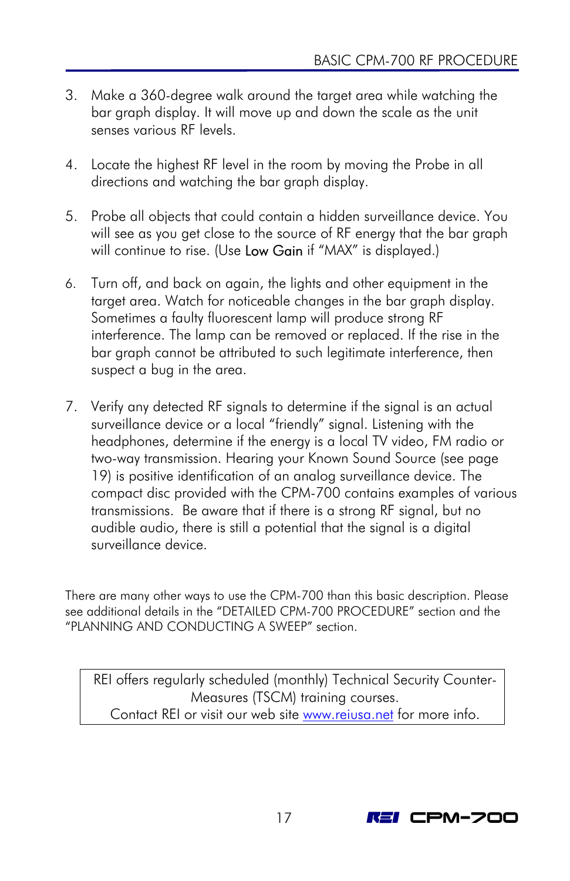3. Make a 360-degree walk around the target area while watching the bar graph display. It will move up and down the scale as the unit senses various RF levels.

4. Locate the highest RF level in the room by moving the Probe in all directions and watching the bar graph display.

5. Probe all objects that could contain a hidden surveillance device. You will see as you get close to the source of RF energy that the bar graph will continue to rise. (Use Low Gain if "MAX" is displayed.)

6. Turn off, and back on again, the lights and other equipment in the target area. Watch for noticeable changes in the bar graph display. Sometimes a faulty fluorescent lamp will produce strong RF interference. The lamp can be removed or replaced. If the rise in the bar graph cannot be attributed to such legitimate interference, then suspect a bug in the area.

7. Verify any detected RF signals to determine if the signal is an actual surveillance device or a local "friendly" signal. Listening with the headphones, determine if the energy is a local TV video, FM radio or two-way transmission. Hearing your Known Sound Source (see page 19) is positive identification of an analog surveillance device. The compact disc provided with the CPM-700 contains examples of various transmissions. Be aware that if there is a strong RF signal, but no audible audio, there is still a potential that the signal is a digital surveillance device.

There are many other ways to use the CPM-700 than this basic description. Please see additional details in the "DETAILED CPM-700 PROCEDURE" section and the "PLANNING AND CONDUCTING A SWEEP" section.

REI offers regularly scheduled (monthly) Technical Security Counter-Measures (TSCM) training courses.
Contact REI or visit our web site www.reiusa.net for more info.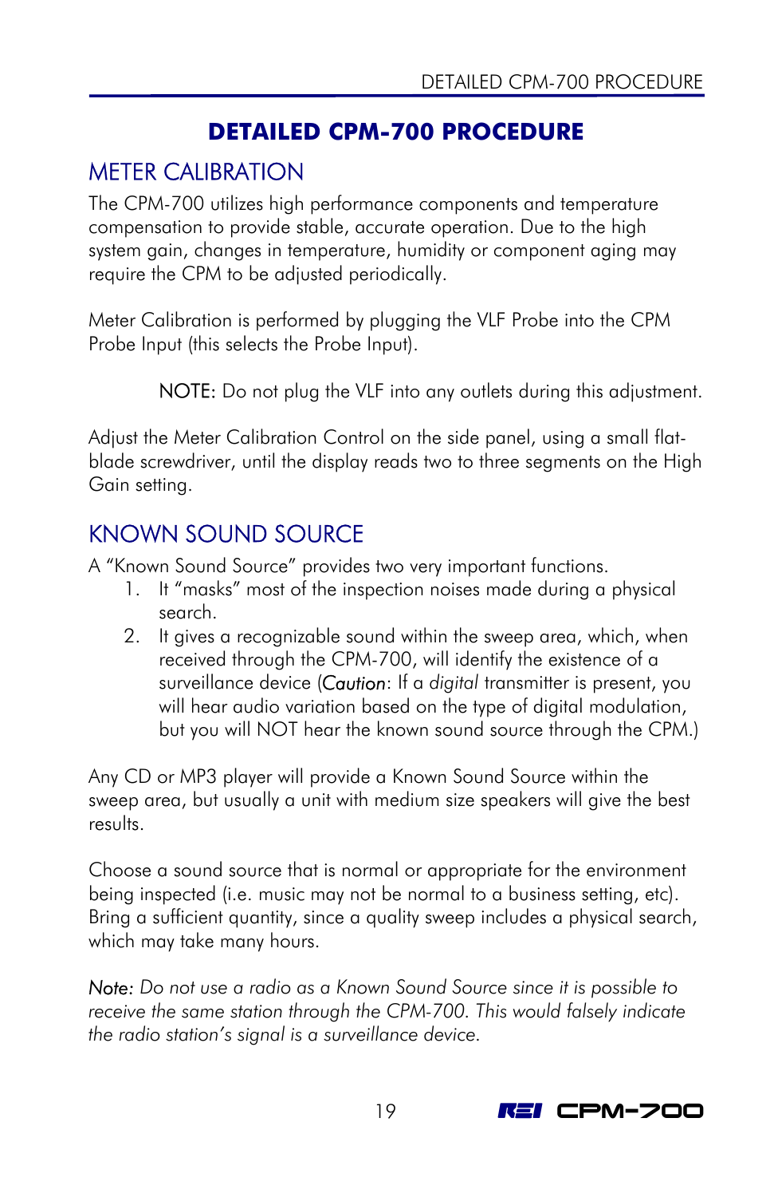# DETAILED CPM-700 PROCEDURE

## METER CALIBRATION

The CPM-700 utilizes high performance components and temperature compensation to provide stable, accurate operation. Due to the high system gain, changes in temperature, humidity or component aging may require the CPM to be adjusted periodically.

Meter Calibration is performed by plugging the VLF Probe into the CPM Probe Input (this selects the Probe Input).

> NOTE: Do not plug the VLF into any outlets during this adjustment.

Adjust the Meter Calibration Control on the side panel, using a small flat-blade screwdriver, until the display reads two to three segments on the High Gain setting.

## KNOWN SOUND SOURCE

A "Known Sound Source" provides two very important functions.

1. It "masks" most of the inspection noises made during a physical search.
2. It gives a recognizable sound within the sweep area, which, when received through the CPM-700, will identify the existence of a surveillance device (Caution: If a *digital* transmitter is present, you will hear audio variation based on the type of digital modulation, but you will NOT hear the known sound source through the CPM.)

Any CD or MP3 player will provide a Known Sound Source within the sweep area, but usually a unit with medium size speakers will give the best results.

Choose a sound source that is normal or appropriate for the environment being inspected (i.e. music may not be normal to a business setting, etc). Bring a sufficient quantity, since a quality sweep includes a physical search, which may take many hours.

*Note: Do not use a radio as a Known Sound Source since it is possible to receive the same station through the CPM-700. This would falsely indicate the radio station's signal is a surveillance device.*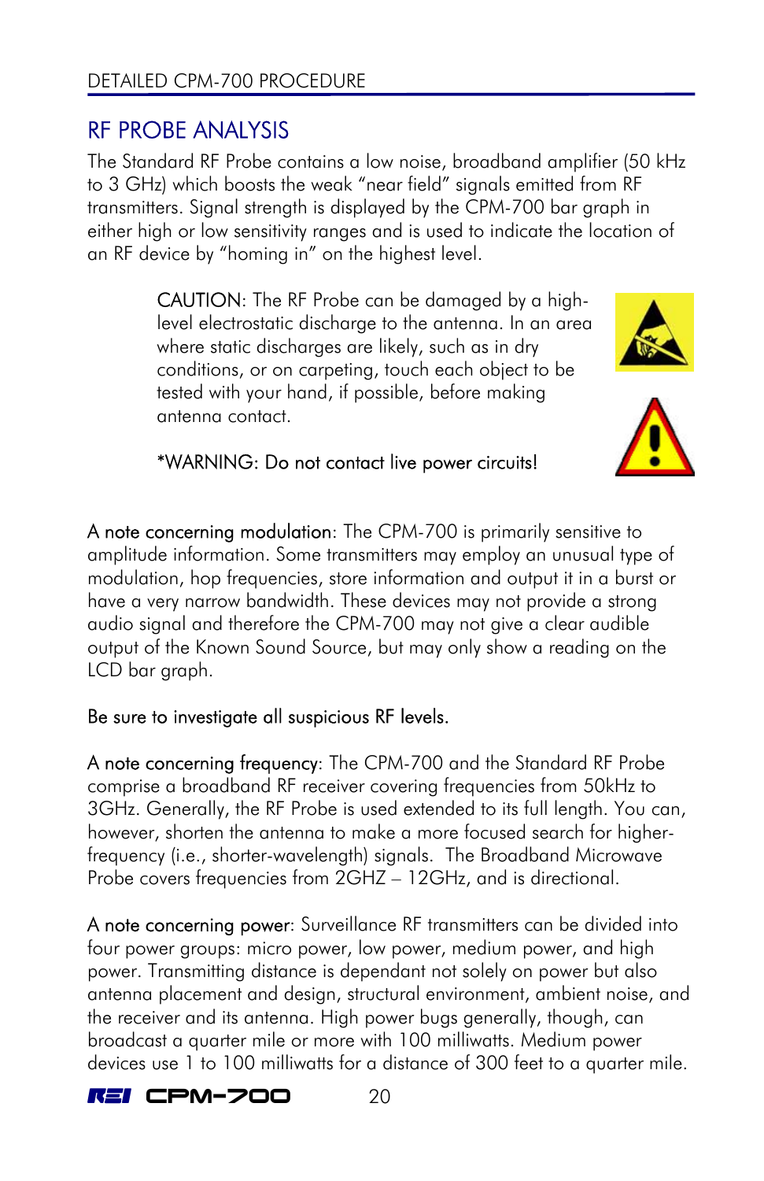## RF PROBE ANALYSIS

The Standard RF Probe contains a low noise, broadband amplifier (50 kHz to 3 GHz) which boosts the weak "near field" signals emitted from RF transmitters. Signal strength is displayed by the CPM-700 bar graph in either high or low sensitivity ranges and is used to indicate the location of an RF device by "homing in" on the highest level.

CAUTION: The RF Probe can be damaged by a high-level electrostatic discharge to the antenna. In an area where static discharges are likely, such as in dry conditions, or on carpeting, touch each object to be tested with your hand, if possible, before making antenna contact.

*WARNING: Do not contact live power circuits!

A note concerning modulation: The CPM-700 is primarily sensitive to amplitude information. Some transmitters may employ an unusual type of modulation, hop frequencies, store information and output it in a burst or have a very narrow bandwidth. These devices may not provide a strong audio signal and therefore the CPM-700 may not give a clear audible output of the Known Sound Source, but may only show a reading on the LCD bar graph.

Be sure to investigate all suspicious RF levels.

A note concerning frequency: The CPM-700 and the Standard RF Probe comprise a broadband RF receiver covering frequencies from 50kHz to 3GHz. Generally, the RF Probe is used extended to its full length. You can, however, shorten the antenna to make a more focused search for higher-frequency (i.e., shorter-wavelength) signals. The Broadband Microwave Probe covers frequencies from 2GHZ – 12GHz, and is directional.

A note concerning power: Surveillance RF transmitters can be divided into four power groups: micro power, low power, medium power, and high power. Transmitting distance is dependant not solely on power but also antenna placement and design, structural environment, ambient noise, and the receiver and its antenna. High power bugs generally, though, can broadcast a quarter mile or more with 100 milliwatts. Medium power devices use 1 to 100 milliwatts for a distance of 300 feet to a quarter mile.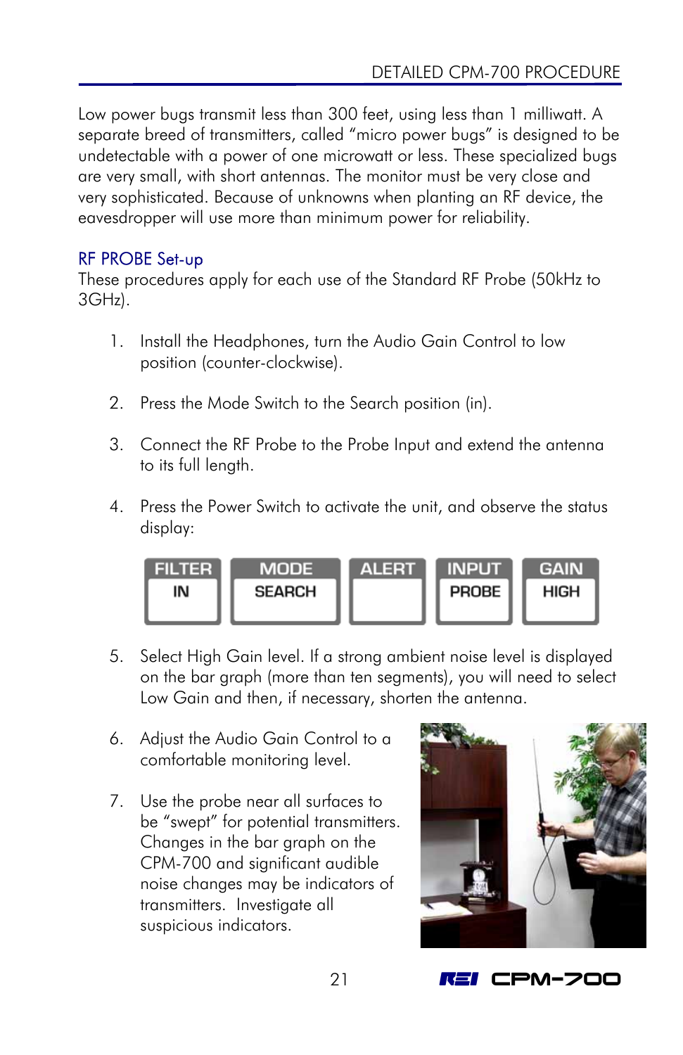Low power bugs transmit less than 300 feet, using less than 1 milliwatt. A separate breed of transmitters, called "micro power bugs" is designed to be undetectable with a power of one microwatt or less. These specialized bugs are very small, with short antennas. The monitor must be very close and very sophisticated. Because of unknowns when planting an RF device, the eavesdropper will use more than minimum power for reliability.

## RF PROBE Set-up

These procedures apply for each use of the Standard RF Probe (50kHz to 3GHz).

1. Install the Headphones, turn the Audio Gain Control to low position (counter-clockwise).

2. Press the Mode Switch to the Search position (in).

3. Connect the RF Probe to the Probe Input and extend the antenna to its full length.

4. Press the Power Switch to activate the unit, and observe the status display:

| FILTER | MODE | ALERT | INPUT | GAIN |
|---|---|---|---|---|
| IN | SEARCH | | PROBE | HIGH |

5. Select High Gain level. If a strong ambient noise level is displayed on the bar graph (more than ten segments), you will need to select Low Gain and then, if necessary, shorten the antenna.

6. Adjust the Audio Gain Control to a comfortable monitoring level.

7. Use the probe near all surfaces to be "swept" for potential transmitters. Changes in the bar graph on the CPM-700 and significant audible noise changes may be indicators of transmitters. Investigate all suspicious indicators.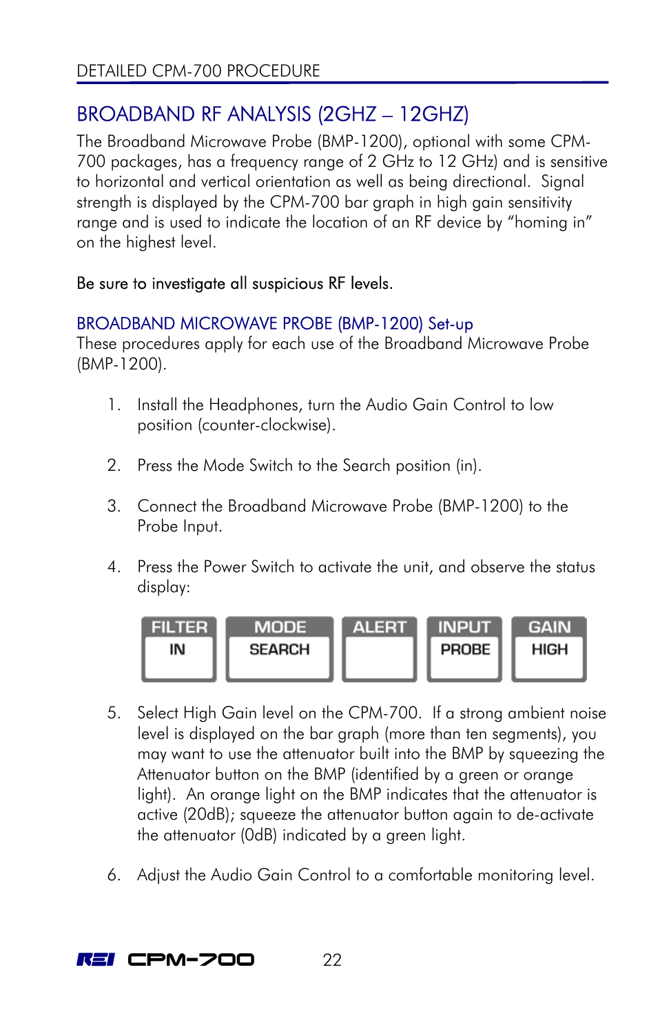## BROADBAND RF ANALYSIS (2GHZ – 12GHZ)

The Broadband Microwave Probe (BMP-1200), optional with some CPM-700 packages, has a frequency range of 2 GHz to 12 GHz) and is sensitive to horizontal and vertical orientation as well as being directional. Signal strength is displayed by the CPM-700 bar graph in high gain sensitivity range and is used to indicate the location of an RF device by "homing in" on the highest level.

Be sure to investigate all suspicious RF levels.

### BROADBAND MICROWAVE PROBE (BMP-1200) Set-up

These procedures apply for each use of the Broadband Microwave Probe (BMP-1200).

1. Install the Headphones, turn the Audio Gain Control to low position (counter-clockwise).
2. Press the Mode Switch to the Search position (in).
3. Connect the Broadband Microwave Probe (BMP-1200) to the Probe Input.
4. Press the Power Switch to activate the unit, and observe the status display:

| FILTER | MODE | ALERT | INPUT | GAIN |
|---|---|---|---|---|
| IN | SEARCH | | PROBE | HIGH |

5. Select High Gain level on the CPM-700. If a strong ambient noise level is displayed on the bar graph (more than ten segments), you may want to use the attenuator built into the BMP by squeezing the Attenuator button on the BMP (identified by a green or orange light). An orange light on the BMP indicates that the attenuator is active (20dB); squeeze the attenuator button again to de-activate the attenuator (0dB) indicated by a green light.
6. Adjust the Audio Gain Control to a comfortable monitoring level.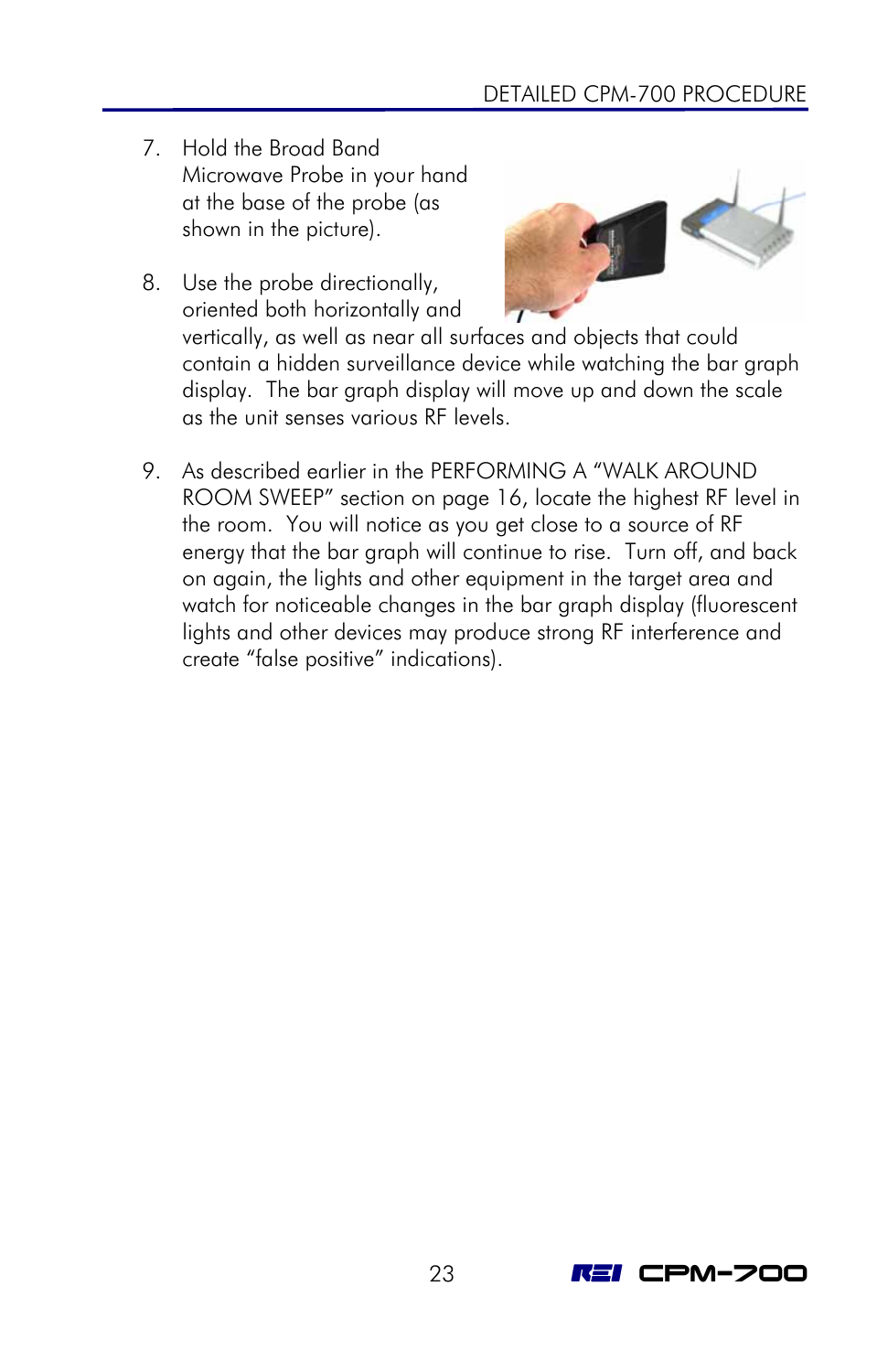7. Hold the Broad Band Microwave Probe in your hand at the base of the probe (as shown in the picture).

8. Use the probe directionally, oriented both horizontally and vertically, as well as near all surfaces and objects that could contain a hidden surveillance device while watching the bar graph display. The bar graph display will move up and down the scale as the unit senses various RF levels.

9. As described earlier in the PERFORMING A "WALK AROUND ROOM SWEEP" section on page 16, locate the highest RF level in the room. You will notice as you get close to a source of RF energy that the bar graph will continue to rise. Turn off, and back on again, the lights and other equipment in the target area and watch for noticeable changes in the bar graph display (fluorescent lights and other devices may produce strong RF interference and create "false positive" indications).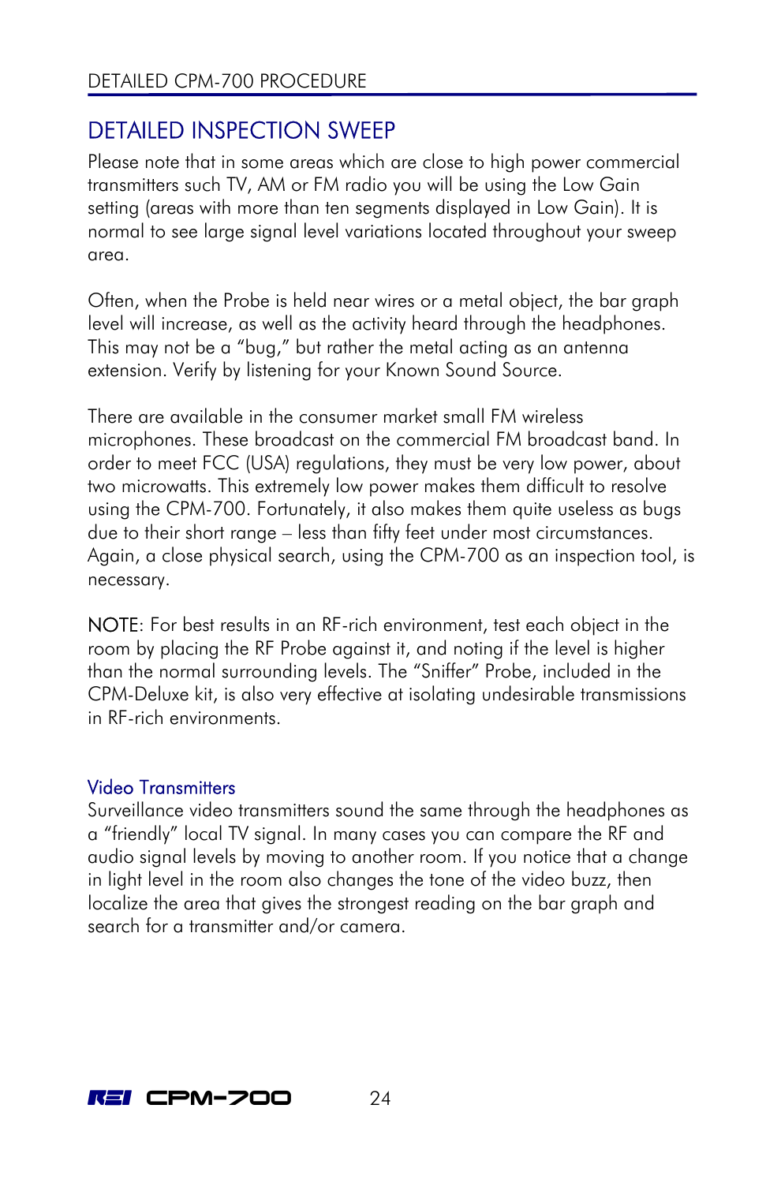## DETAILED INSPECTION SWEEP

Please note that in some areas which are close to high power commercial transmitters such TV, AM or FM radio you will be using the Low Gain setting (areas with more than ten segments displayed in Low Gain). It is normal to see large signal level variations located throughout your sweep area.

Often, when the Probe is held near wires or a metal object, the bar graph level will increase, as well as the activity heard through the headphones. This may not be a “bug,” but rather the metal acting as an antenna extension. Verify by listening for your Known Sound Source.

There are available in the consumer market small FM wireless microphones. These broadcast on the commercial FM broadcast band. In order to meet FCC (USA) regulations, they must be very low power, about two microwatts. This extremely low power makes them difficult to resolve using the CPM-700. Fortunately, it also makes them quite useless as bugs due to their short range – less than fifty feet under most circumstances. Again, a close physical search, using the CPM-700 as an inspection tool, is necessary.

NOTE: For best results in an RF-rich environment, test each object in the room by placing the RF Probe against it, and noting if the level is higher than the normal surrounding levels. The “Sniffer” Probe, included in the CPM-Deluxe kit, is also very effective at isolating undesirable transmissions in RF-rich environments.

### Video Transmitters

Surveillance video transmitters sound the same through the headphones as a “friendly” local TV signal. In many cases you can compare the RF and audio signal levels by moving to another room. If you notice that a change in light level in the room also changes the tone of the video buzz, then localize the area that gives the strongest reading on the bar graph and search for a transmitter and/or camera.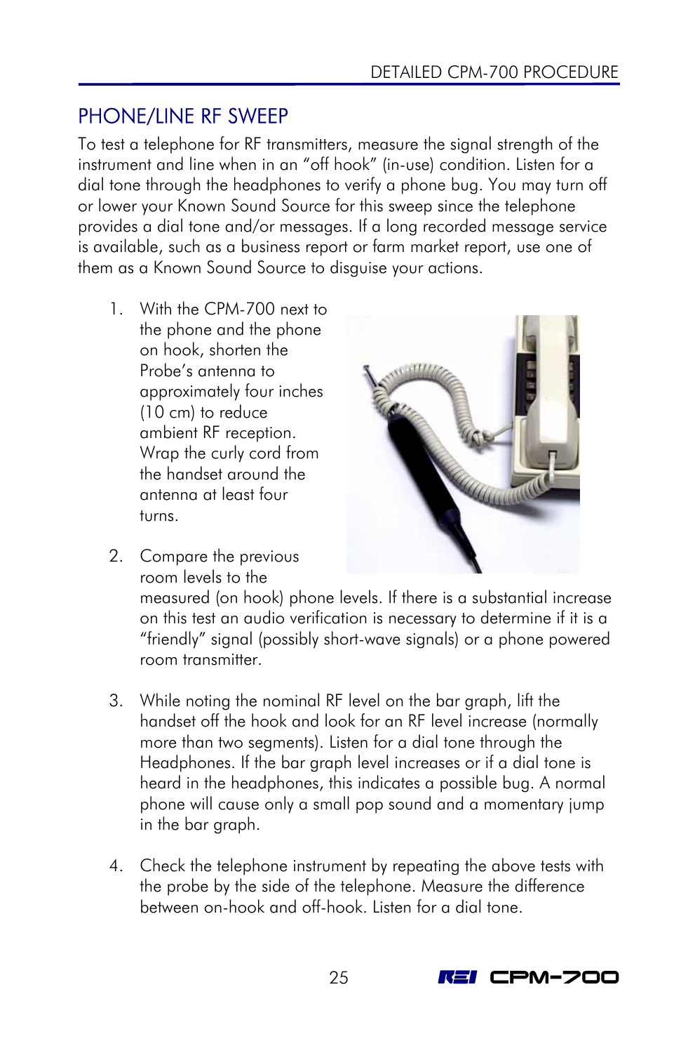## PHONE/LINE RF SWEEP

To test a telephone for RF transmitters, measure the signal strength of the instrument and line when in an "off hook" (in-use) condition. Listen for a dial tone through the headphones to verify a phone bug. You may turn off or lower your Known Sound Source for this sweep since the telephone provides a dial tone and/or messages. If a long recorded message service is available, such as a business report or farm market report, use one of them as a Known Sound Source to disguise your actions.

1. With the CPM-700 next to the phone and the phone on hook, shorten the Probe's antenna to approximately four inches (10 cm) to reduce ambient RF reception. Wrap the curly cord from the handset around the antenna at least four turns.

2. Compare the previous room levels to the measured (on hook) phone levels. If there is a substantial increase on this test an audio verification is necessary to determine if it is a "friendly" signal (possibly short-wave signals) or a phone powered room transmitter.

3. While noting the nominal RF level on the bar graph, lift the handset off the hook and look for an RF level increase (normally more than two segments). Listen for a dial tone through the Headphones. If the bar graph level increases or if a dial tone is heard in the headphones, this indicates a possible bug. A normal phone will cause only a small pop sound and a momentary jump in the bar graph.

4. Check the telephone instrument by repeating the above tests with the probe by the side of the telephone. Measure the difference between on-hook and off-hook. Listen for a dial tone.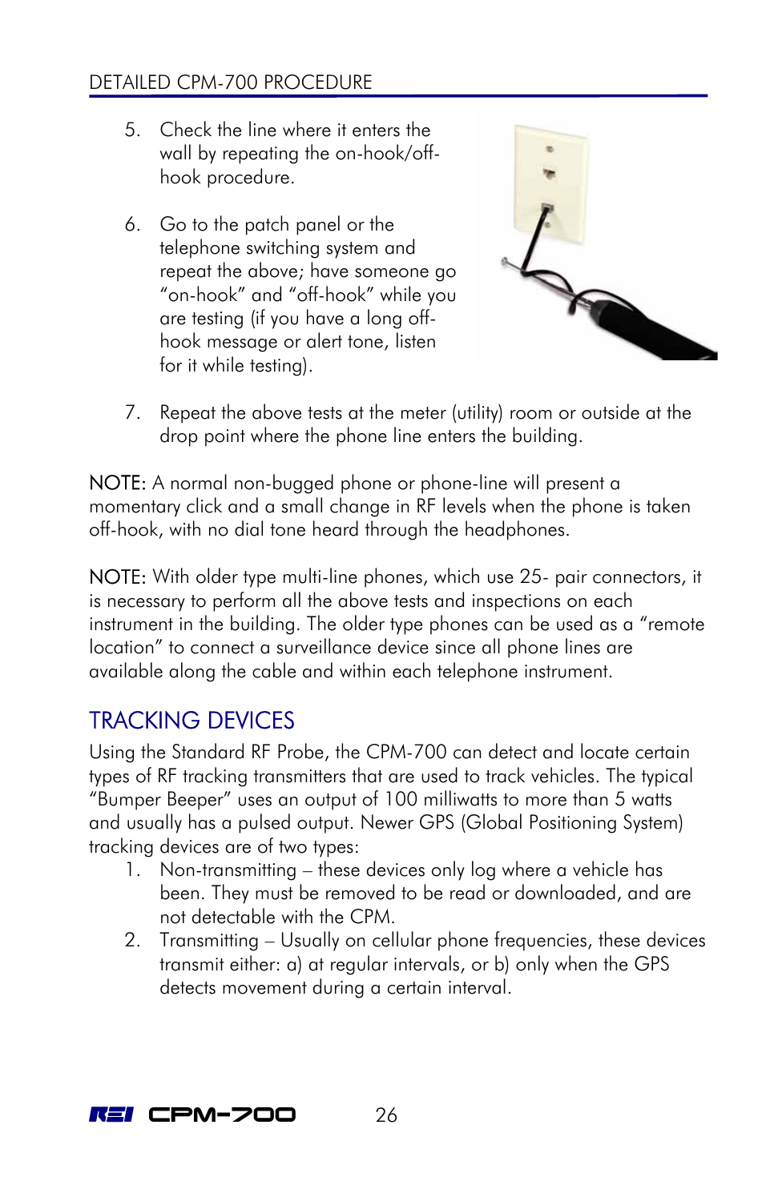5. Check the line where it enters the wall by repeating the on-hook/off-hook procedure.
6. Go to the patch panel or the telephone switching system and repeat the above; have someone go "on-hook" and "off-hook" while you are testing (if you have a long off-hook message or alert tone, listen for it while testing).
7. Repeat the above tests at the meter (utility) room or outside at the drop point where the phone line enters the building.

NOTE: A normal non-bugged phone or phone-line will present a momentary click and a small change in RF levels when the phone is taken off-hook, with no dial tone heard through the headphones.

NOTE: With older type multi-line phones, which use 25- pair connectors, it is necessary to perform all the above tests and inspections on each instrument in the building. The older type phones can be used as a "remote location" to connect a surveillance device since all phone lines are available along the cable and within each telephone instrument.

## TRACKING DEVICES

Using the Standard RF Probe, the CPM-700 can detect and locate certain types of RF tracking transmitters that are used to track vehicles. The typical "Bumper Beeper" uses an output of 100 milliwatts to more than 5 watts and usually has a pulsed output. Newer GPS (Global Positioning System) tracking devices are of two types:

1. Non-transmitting – these devices only log where a vehicle has been. They must be removed to be read or downloaded, and are not detectable with the CPM.
2. Transmitting – Usually on cellular phone frequencies, these devices transmit either: a) at regular intervals, or b) only when the GPS detects movement during a certain interval.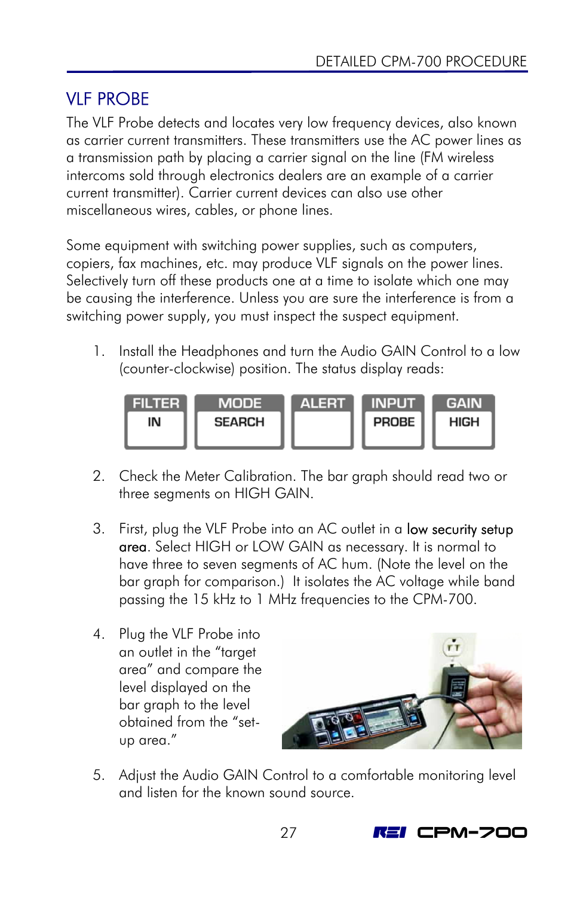## VLF PROBE

The VLF Probe detects and locates very low frequency devices, also known as carrier current transmitters. These transmitters use the AC power lines as a transmission path by placing a carrier signal on the line (FM wireless intercoms sold through electronics dealers are an example of a carrier current transmitter). Carrier current devices can also use other miscellaneous wires, cables, or phone lines.

Some equipment with switching power supplies, such as computers, copiers, fax machines, etc. may produce VLF signals on the power lines. Selectively turn off these products one at a time to isolate which one may be causing the interference. Unless you are sure the interference is from a switching power supply, you must inspect the suspect equipment.

1. Install the Headphones and turn the Audio GAIN Control to a low (counter-clockwise) position. The status display reads:

| FILTER | MODE | ALERT | INPUT | GAIN |
|---|---|---|---|---|
| IN | SEARCH | | PROBE | HIGH |

2. Check the Meter Calibration. The bar graph should read two or three segments on HIGH GAIN.

3. First, plug the VLF Probe into an AC outlet in a low security setup area. Select HIGH or LOW GAIN as necessary. It is normal to have three to seven segments of AC hum. (Note the level on the bar graph for comparison.) It isolates the AC voltage while band passing the 15 kHz to 1 MHz frequencies to the CPM-700.

4. Plug the VLF Probe into an outlet in the "target area" and compare the level displayed on the bar graph to the level obtained from the "set-up area."

5. Adjust the Audio GAIN Control to a comfortable monitoring level and listen for the known sound source.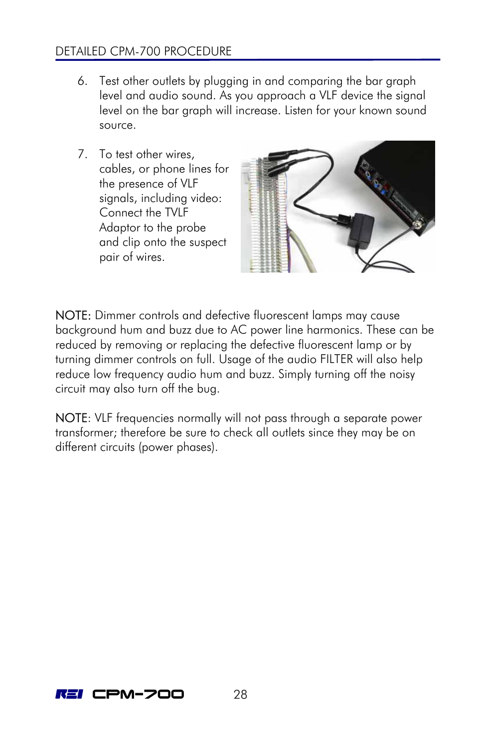6. Test other outlets by plugging in and comparing the bar graph level and audio sound. As you approach a VLF device the signal level on the bar graph will increase. Listen for your known sound source.

7. To test other wires, cables, or phone lines for the presence of VLF signals, including video: Connect the TVLF Adaptor to the probe and clip onto the suspect pair of wires.

NOTE: Dimmer controls and defective fluorescent lamps may cause background hum and buzz due to AC power line harmonics. These can be reduced by removing or replacing the defective fluorescent lamp or by turning dimmer controls on full. Usage of the audio FILTER will also help reduce low frequency audio hum and buzz. Simply turning off the noisy circuit may also turn off the bug.

NOTE: VLF frequencies normally will not pass through a separate power transformer; therefore be sure to check all outlets since they may be on different circuits (power phases).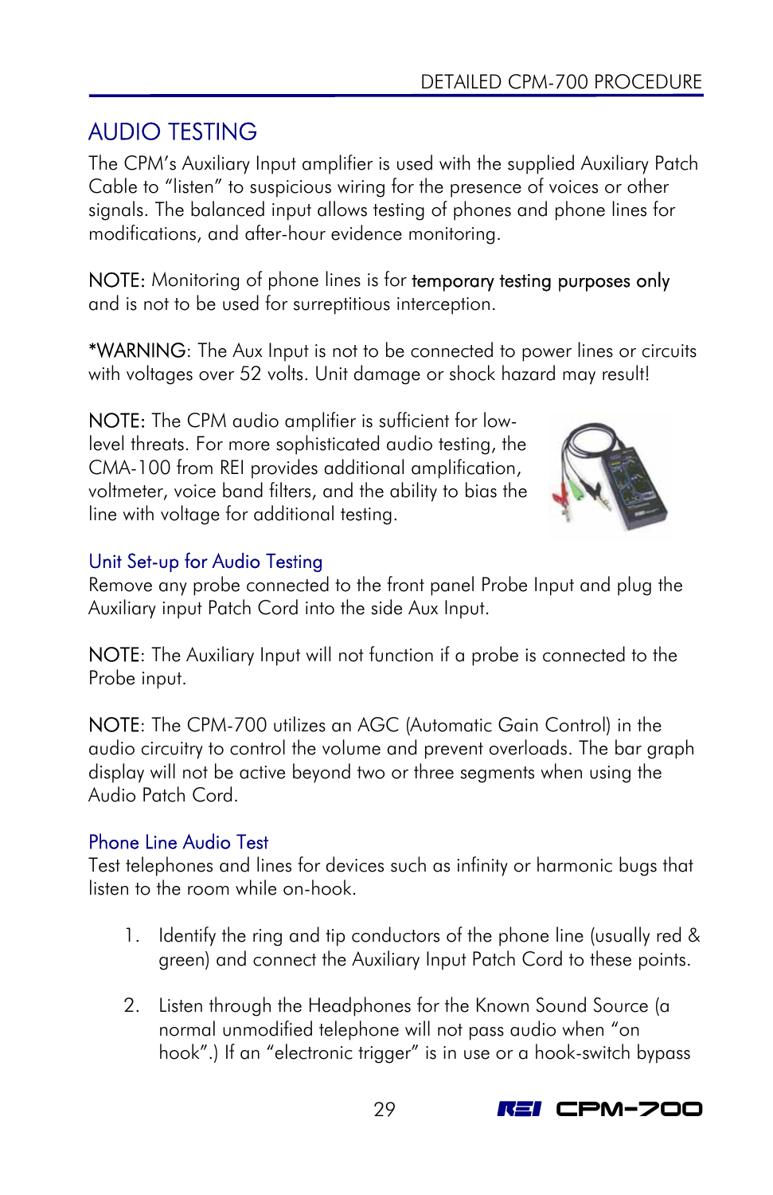## AUDIO TESTING

The CPM's Auxiliary Input amplifier is used with the supplied Auxiliary Patch Cable to "listen" to suspicious wiring for the presence of voices or other signals. The balanced input allows testing of phones and phone lines for modifications, and after-hour evidence monitoring.

NOTE: Monitoring of phone lines is for temporary testing purposes only and is not to be used for surreptitious interception.

*WARNING: The Aux Input is not to be connected to power lines or circuits with voltages over 52 volts. Unit damage or shock hazard may result!

NOTE: The CPM audio amplifier is sufficient for low-level threats. For more sophisticated audio testing, the CMA-100 from REI provides additional amplification, voltmeter, voice band filters, and the ability to bias the line with voltage for additional testing.

### Unit Set-up for Audio Testing

Remove any probe connected to the front panel Probe Input and plug the Auxiliary input Patch Cord into the side Aux Input.

NOTE: The Auxiliary Input will not function if a probe is connected to the Probe input.

NOTE: The CPM-700 utilizes an AGC (Automatic Gain Control) in the audio circuitry to control the volume and prevent overloads. The bar graph display will not be active beyond two or three segments when using the Audio Patch Cord.

### Phone Line Audio Test

Test telephones and lines for devices such as infinity or harmonic bugs that listen to the room while on-hook.

1. Identify the ring and tip conductors of the phone line (usually red & green) and connect the Auxiliary Input Patch Cord to these points.

2. Listen through the Headphones for the Known Sound Source (a normal unmodified telephone will not pass audio when "on hook".) If an "electronic trigger" is in use or a hook-switch bypass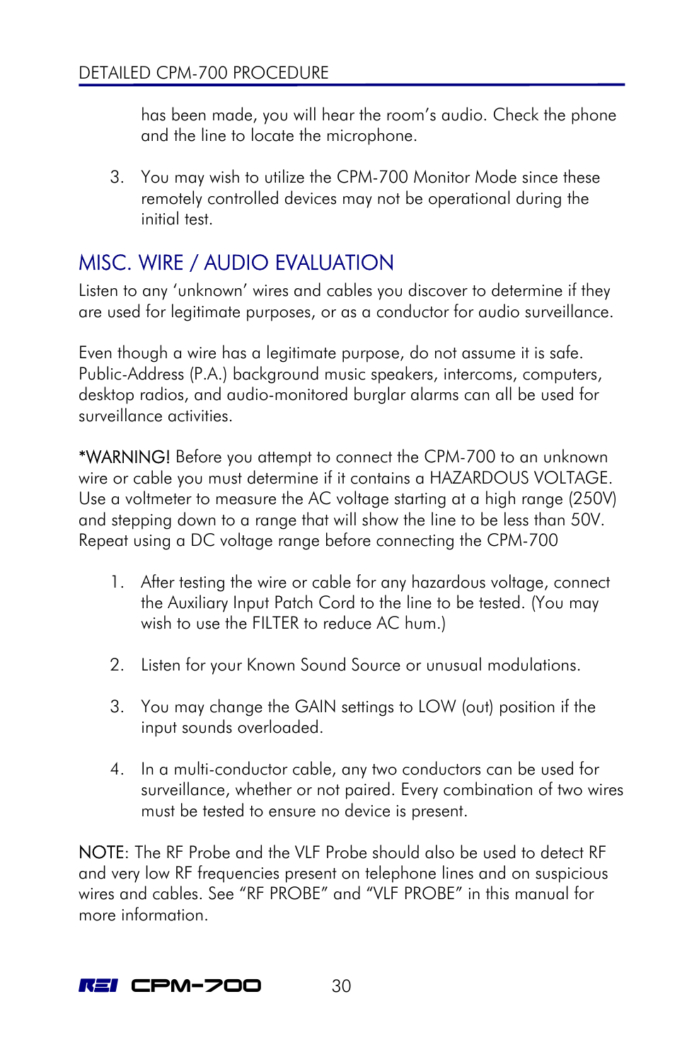has been made, you will hear the room's audio. Check the phone and the line to locate the microphone.

3. You may wish to utilize the CPM-700 Monitor Mode since these remotely controlled devices may not be operational during the initial test.

## MISC. WIRE / AUDIO EVALUATION

Listen to any 'unknown' wires and cables you discover to determine if they are used for legitimate purposes, or as a conductor for audio surveillance.

Even though a wire has a legitimate purpose, do not assume it is safe. Public-Address (P.A.) background music speakers, intercoms, computers, desktop radios, and audio-monitored burglar alarms can all be used for surveillance activities.

*WARNING! Before you attempt to connect the CPM-700 to an unknown wire or cable you must determine if it contains a HAZARDOUS VOLTAGE. Use a voltmeter to measure the AC voltage starting at a high range (250V) and stepping down to a range that will show the line to be less than 50V. Repeat using a DC voltage range before connecting the CPM-700

1. After testing the wire or cable for any hazardous voltage, connect the Auxiliary Input Patch Cord to the line to be tested. (You may wish to use the FILTER to reduce AC hum.)

2. Listen for your Known Sound Source or unusual modulations.

3. You may change the GAIN settings to LOW (out) position if the input sounds overloaded.

4. In a multi-conductor cable, any two conductors can be used for surveillance, whether or not paired. Every combination of two wires must be tested to ensure no device is present.

NOTE: The RF Probe and the VLF Probe should also be used to detect RF and very low RF frequencies present on telephone lines and on suspicious wires and cables. See "RF PROBE" and "VLF PROBE" in this manual for more information.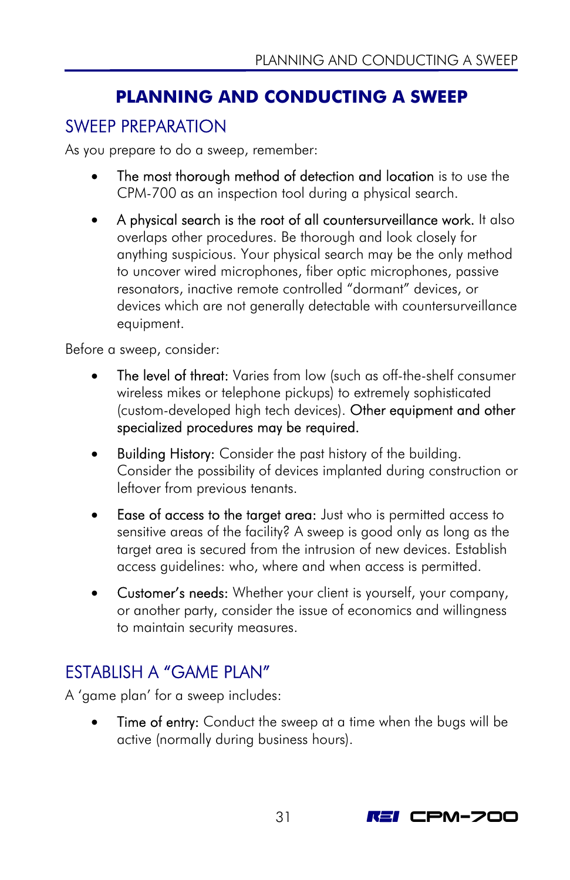# PLANNING AND CONDUCTING A SWEEP

## SWEEP PREPARATION

As you prepare to do a sweep, remember:

- The most thorough method of detection and location is to use the CPM-700 as an inspection tool during a physical search.
- A physical search is the root of all countersurveillance work. It also overlaps other procedures. Be thorough and look closely for anything suspicious. Your physical search may be the only method to uncover wired microphones, fiber optic microphones, passive resonators, inactive remote controlled "dormant" devices, or devices which are not generally detectable with countersurveillance equipment.

Before a sweep, consider:

- The level of threat: Varies from low (such as off-the-shelf consumer wireless mikes or telephone pickups) to extremely sophisticated (custom-developed high tech devices). Other equipment and other specialized procedures may be required.
- Building History: Consider the past history of the building. Consider the possibility of devices implanted during construction or leftover from previous tenants.
- Ease of access to the target area: Just who is permitted access to sensitive areas of the facility? A sweep is good only as long as the target area is secured from the intrusion of new devices. Establish access guidelines: who, where and when access is permitted.
- Customer's needs: Whether your client is yourself, your company, or another party, consider the issue of economics and willingness to maintain security measures.

## ESTABLISH A "GAME PLAN"

A 'game plan' for a sweep includes:

- Time of entry: Conduct the sweep at a time when the bugs will be active (normally during business hours).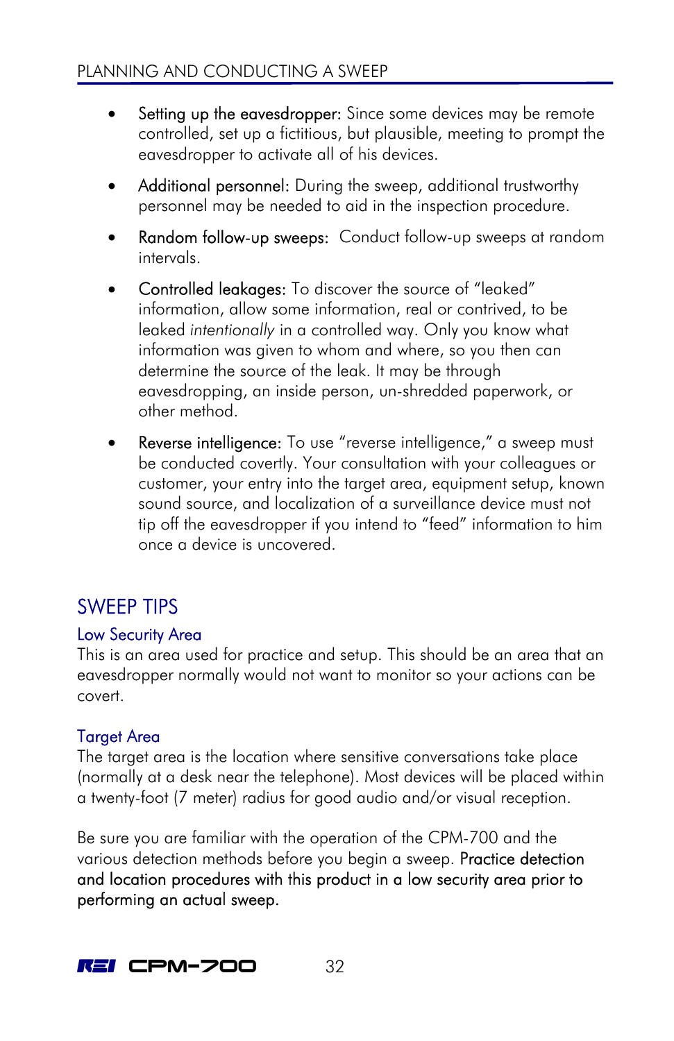- Setting up the eavesdropper: Since some devices may be remote controlled, set up a fictitious, but plausible, meeting to prompt the eavesdropper to activate all of his devices.
- Additional personnel: During the sweep, additional trustworthy personnel may be needed to aid in the inspection procedure.
- Random follow-up sweeps: Conduct follow-up sweeps at random intervals.
- Controlled leakages: To discover the source of "leaked" information, allow some information, real or contrived, to be leaked *intentionally* in a controlled way. Only you know what information was given to whom and where, so you then can determine the source of the leak. It may be through eavesdropping, an inside person, un-shredded paperwork, or other method.
- Reverse intelligence: To use "reverse intelligence," a sweep must be conducted covertly. Your consultation with your colleagues or customer, your entry into the target area, equipment setup, known sound source, and localization of a surveillance device must not tip off the eavesdropper if you intend to "feed" information to him once a device is uncovered.

## SWEEP TIPS

### Low Security Area

This is an area used for practice and setup. This should be an area that an eavesdropper normally would not want to monitor so your actions can be covert.

### Target Area

The target area is the location where sensitive conversations take place (normally at a desk near the telephone). Most devices will be placed within a twenty-foot (7 meter) radius for good audio and/or visual reception.

Be sure you are familiar with the operation of the CPM-700 and the various detection methods before you begin a sweep. Practice detection and location procedures with this product in a low security area prior to performing an actual sweep.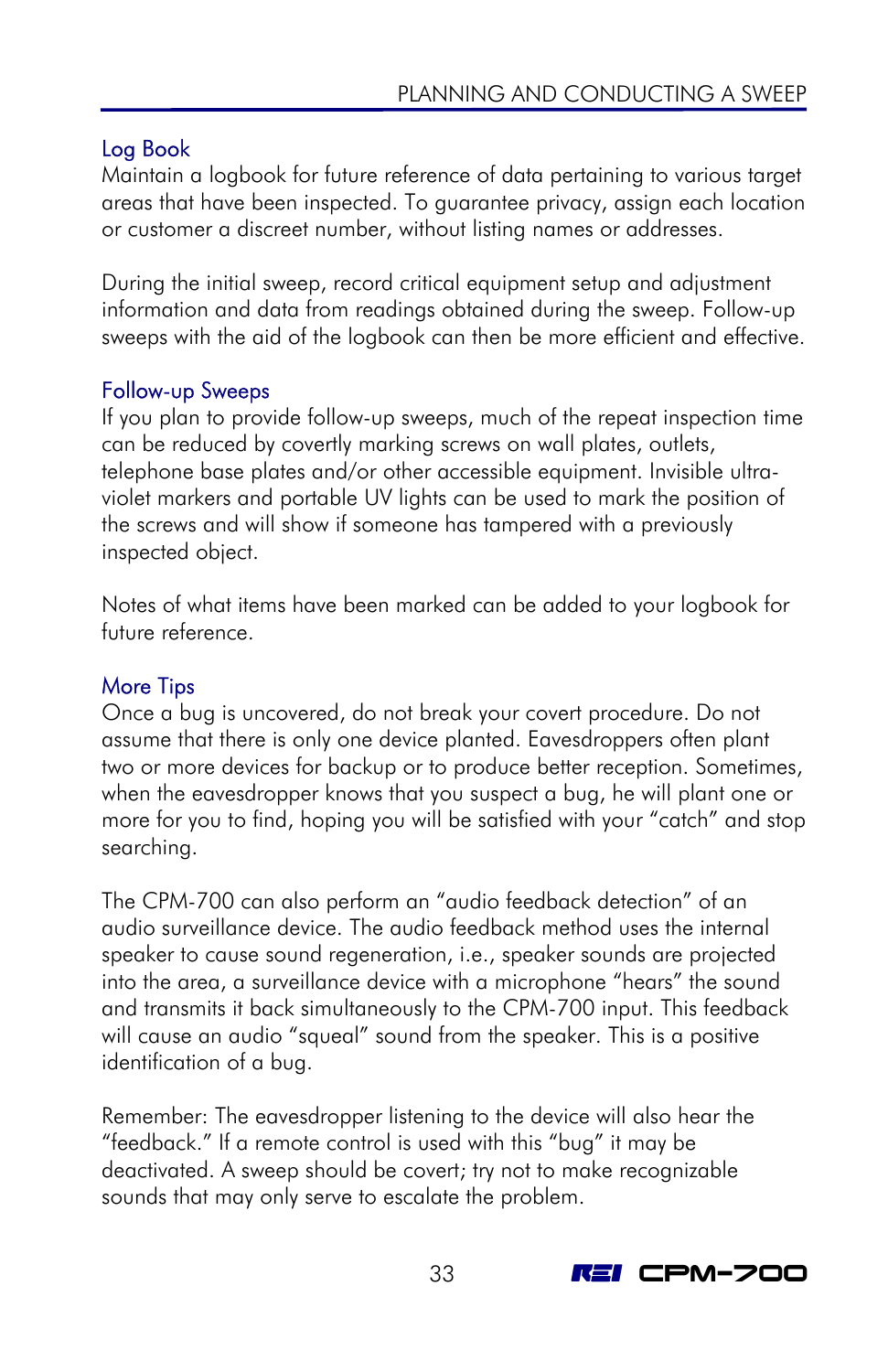## Log Book

Maintain a logbook for future reference of data pertaining to various target areas that have been inspected. To guarantee privacy, assign each location or customer a discreet number, without listing names or addresses.

During the initial sweep, record critical equipment setup and adjustment information and data from readings obtained during the sweep. Follow-up sweeps with the aid of the logbook can then be more efficient and effective.

## Follow-up Sweeps

If you plan to provide follow-up sweeps, much of the repeat inspection time can be reduced by covertly marking screws on wall plates, outlets, telephone base plates and/or other accessible equipment. Invisible ultra-violet markers and portable UV lights can be used to mark the position of the screws and will show if someone has tampered with a previously inspected object.

Notes of what items have been marked can be added to your logbook for future reference.

## More Tips

Once a bug is uncovered, do not break your covert procedure. Do not assume that there is only one device planted. Eavesdroppers often plant two or more devices for backup or to produce better reception. Sometimes, when the eavesdropper knows that you suspect a bug, he will plant one or more for you to find, hoping you will be satisfied with your "catch" and stop searching.

The CPM-700 can also perform an "audio feedback detection" of an audio surveillance device. The audio feedback method uses the internal speaker to cause sound regeneration, i.e., speaker sounds are projected into the area, a surveillance device with a microphone "hears" the sound and transmits it back simultaneously to the CPM-700 input. This feedback will cause an audio "squeal" sound from the speaker. This is a positive identification of a bug.

Remember: The eavesdropper listening to the device will also hear the "feedback." If a remote control is used with this "bug" it may be deactivated. A sweep should be covert; try not to make recognizable sounds that may only serve to escalate the problem.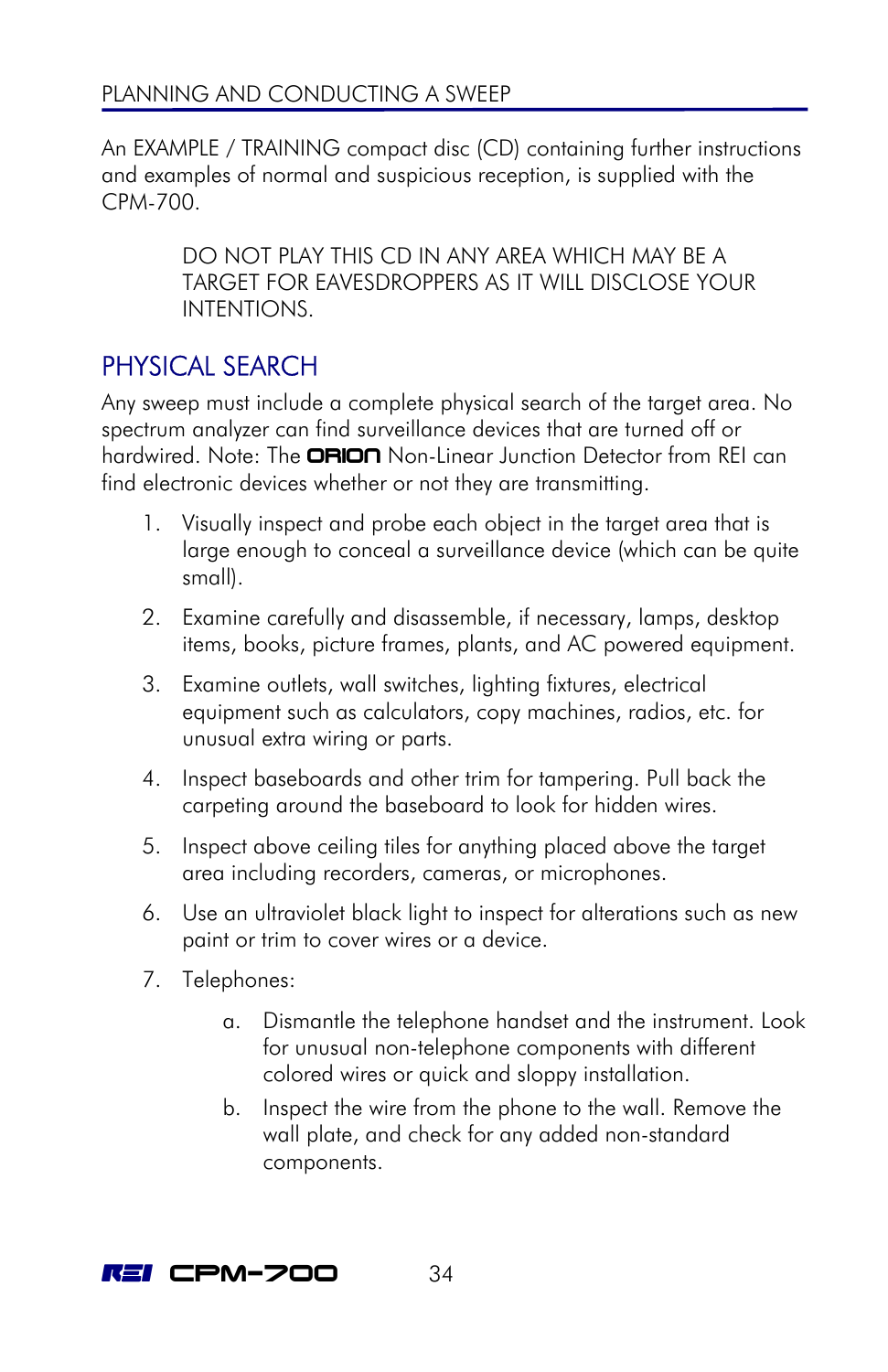An EXAMPLE / TRAINING compact disc (CD) containing further instructions and examples of normal and suspicious reception, is supplied with the CPM-700.

> DO NOT PLAY THIS CD IN ANY AREA WHICH MAY BE A TARGET FOR EAVESDROPPERS AS IT WILL DISCLOSE YOUR INTENTIONS.

## PHYSICAL SEARCH

Any sweep must include a complete physical search of the target area. No spectrum analyzer can find surveillance devices that are turned off or hardwired. Note: The **ORION** Non-Linear Junction Detector from REI can find electronic devices whether or not they are transmitting.

1. Visually inspect and probe each object in the target area that is large enough to conceal a surveillance device (which can be quite small).
2. Examine carefully and disassemble, if necessary, lamps, desktop items, books, picture frames, plants, and AC powered equipment.
3. Examine outlets, wall switches, lighting fixtures, electrical equipment such as calculators, copy machines, radios, etc. for unusual extra wiring or parts.
4. Inspect baseboards and other trim for tampering. Pull back the carpeting around the baseboard to look for hidden wires.
5. Inspect above ceiling tiles for anything placed above the target area including recorders, cameras, or microphones.
6. Use an ultraviolet black light to inspect for alterations such as new paint or trim to cover wires or a device.
7. Telephones:
    a. Dismantle the telephone handset and the instrument. Look for unusual non-telephone components with different colored wires or quick and sloppy installation.
    b. Inspect the wire from the phone to the wall. Remove the wall plate, and check for any added non-standard components.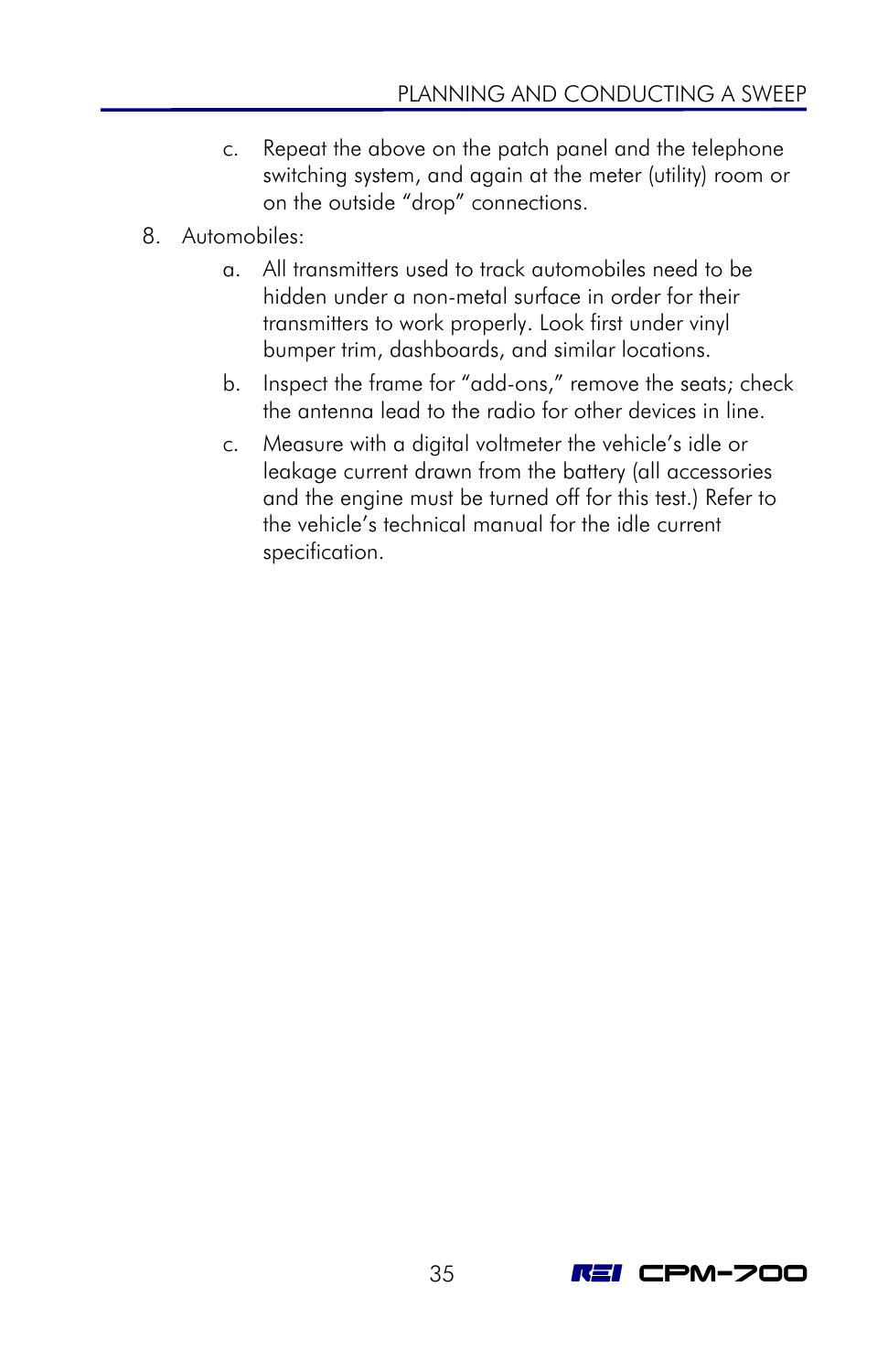c. Repeat the above on the patch panel and the telephone switching system, and again at the meter (utility) room or on the outside "drop" connections.

8. Automobiles:

   a. All transmitters used to track automobiles need to be hidden under a non-metal surface in order for their transmitters to work properly. Look first under vinyl bumper trim, dashboards, and similar locations.

   b. Inspect the frame for "add-ons," remove the seats; check the antenna lead to the radio for other devices in line.

   c. Measure with a digital voltmeter the vehicle's idle or leakage current drawn from the battery (all accessories and the engine must be turned off for this test.) Refer to the vehicle's technical manual for the idle current specification.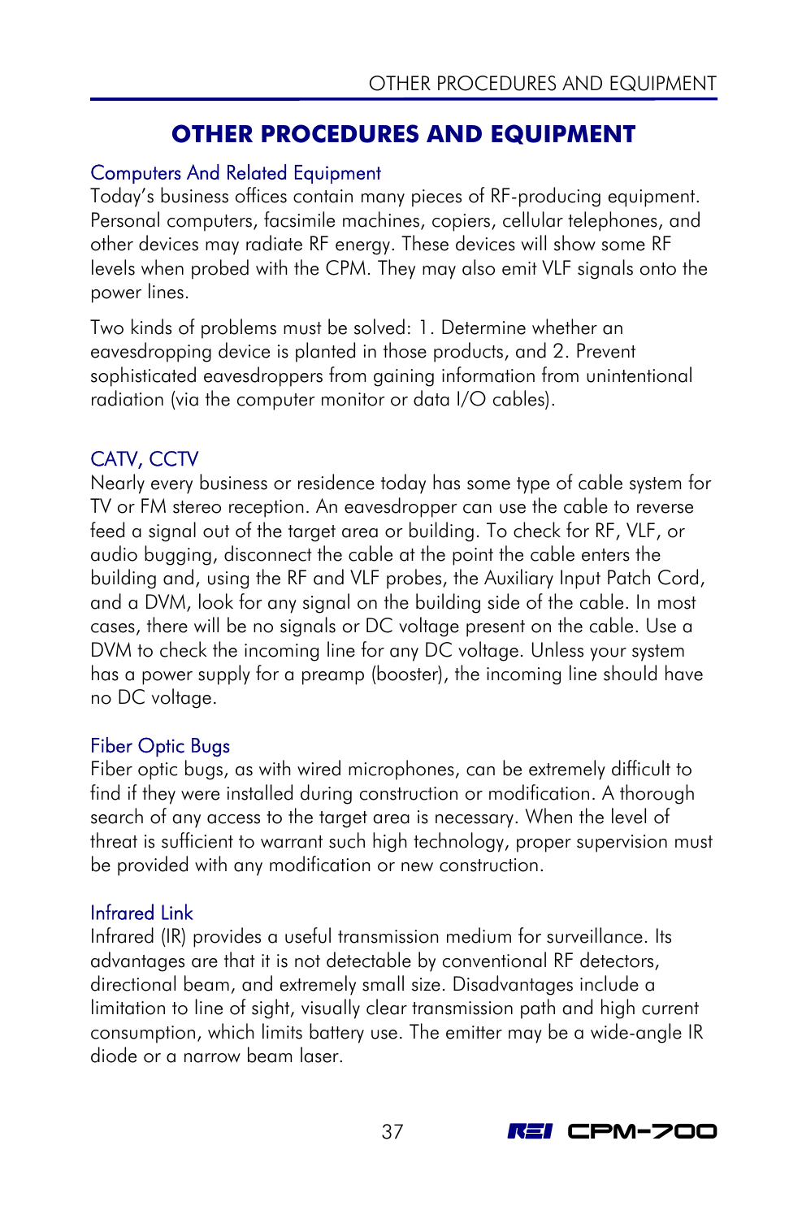# OTHER PROCEDURES AND EQUIPMENT

## Computers And Related Equipment

Today's business offices contain many pieces of RF-producing equipment. Personal computers, facsimile machines, copiers, cellular telephones, and other devices may radiate RF energy. These devices will show some RF levels when probed with the CPM. They may also emit VLF signals onto the power lines.

Two kinds of problems must be solved: 1. Determine whether an eavesdropping device is planted in those products, and 2. Prevent sophisticated eavesdroppers from gaining information from unintentional radiation (via the computer monitor or data I/O cables).

## CATV, CCTV

Nearly every business or residence today has some type of cable system for TV or FM stereo reception. An eavesdropper can use the cable to reverse feed a signal out of the target area or building. To check for RF, VLF, or audio bugging, disconnect the cable at the point the cable enters the building and, using the RF and VLF probes, the Auxiliary Input Patch Cord, and a DVM, look for any signal on the building side of the cable. In most cases, there will be no signals or DC voltage present on the cable. Use a DVM to check the incoming line for any DC voltage. Unless your system has a power supply for a preamp (booster), the incoming line should have no DC voltage.

## Fiber Optic Bugs

Fiber optic bugs, as with wired microphones, can be extremely difficult to find if they were installed during construction or modification. A thorough search of any access to the target area is necessary. When the level of threat is sufficient to warrant such high technology, proper supervision must be provided with any modification or new construction.

## Infrared Link

Infrared (IR) provides a useful transmission medium for surveillance. Its advantages are that it is not detectable by conventional RF detectors, directional beam, and extremely small size. Disadvantages include a limitation to line of sight, visually clear transmission path and high current consumption, which limits battery use. The emitter may be a wide-angle IR diode or a narrow beam laser.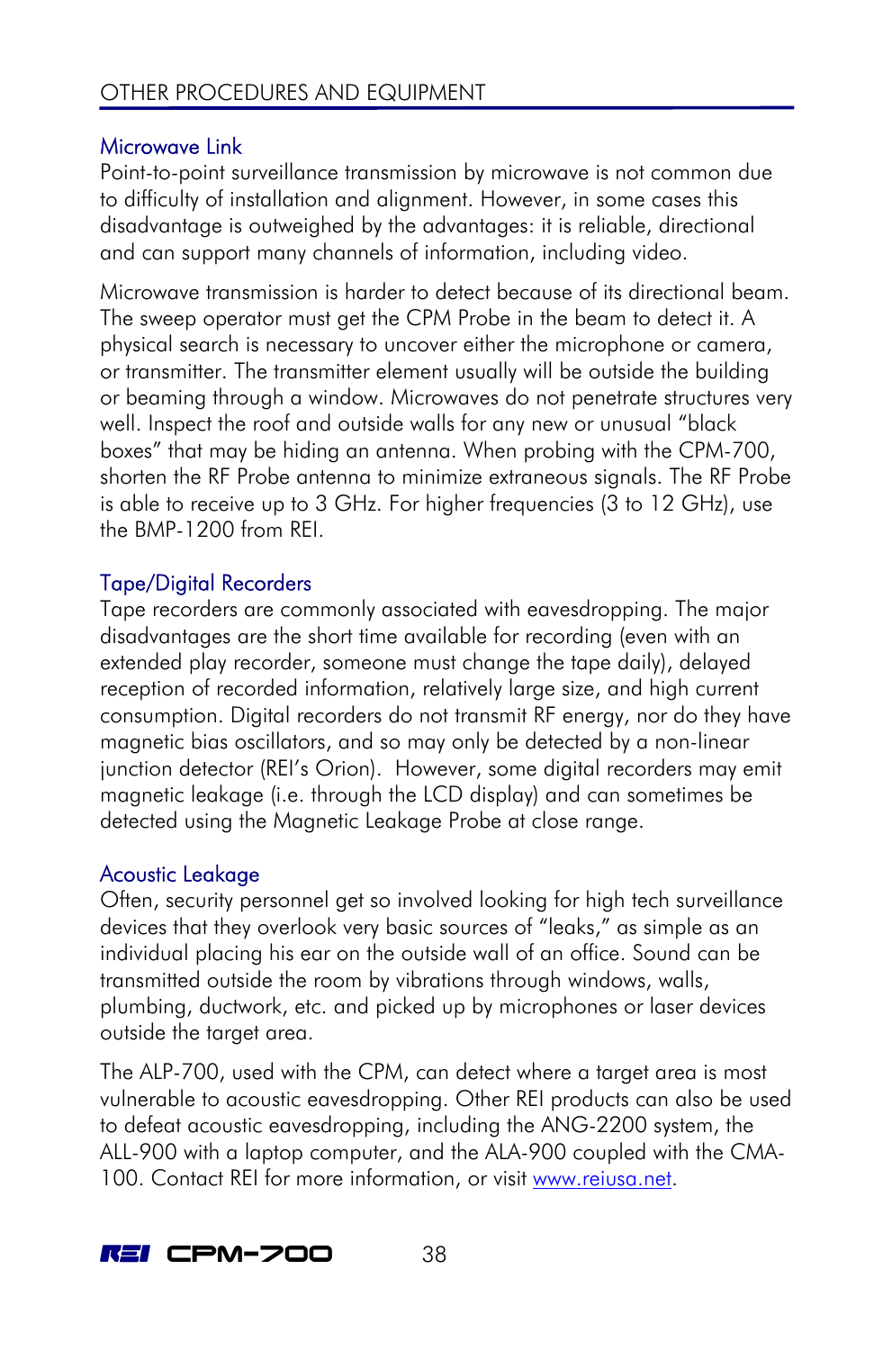## Microwave Link

Point-to-point surveillance transmission by microwave is not common due to difficulty of installation and alignment. However, in some cases this disadvantage is outweighed by the advantages: it is reliable, directional and can support many channels of information, including video.

Microwave transmission is harder to detect because of its directional beam. The sweep operator must get the CPM Probe in the beam to detect it. A physical search is necessary to uncover either the microphone or camera, or transmitter. The transmitter element usually will be outside the building or beaming through a window. Microwaves do not penetrate structures very well. Inspect the roof and outside walls for any new or unusual "black boxes" that may be hiding an antenna. When probing with the CPM-700, shorten the RF Probe antenna to minimize extraneous signals. The RF Probe is able to receive up to 3 GHz. For higher frequencies (3 to 12 GHz), use the BMP-1200 from REI.

## Tape/Digital Recorders

Tape recorders are commonly associated with eavesdropping. The major disadvantages are the short time available for recording (even with an extended play recorder, someone must change the tape daily), delayed reception of recorded information, relatively large size, and high current consumption. Digital recorders do not transmit RF energy, nor do they have magnetic bias oscillators, and so may only be detected by a non-linear junction detector (REI's Orion). However, some digital recorders may emit magnetic leakage (i.e. through the LCD display) and can sometimes be detected using the Magnetic Leakage Probe at close range.

## Acoustic Leakage

Often, security personnel get so involved looking for high tech surveillance devices that they overlook very basic sources of "leaks," as simple as an individual placing his ear on the outside wall of an office. Sound can be transmitted outside the room by vibrations through windows, walls, plumbing, ductwork, etc. and picked up by microphones or laser devices outside the target area.

The ALP-700, used with the CPM, can detect where a target area is most vulnerable to acoustic eavesdropping. Other REI products can also be used to defeat acoustic eavesdropping, including the ANG-2200 system, the ALL-900 with a laptop computer, and the ALA-900 coupled with the CMA-100. Contact REI for more information, or visit www.reiusa.net.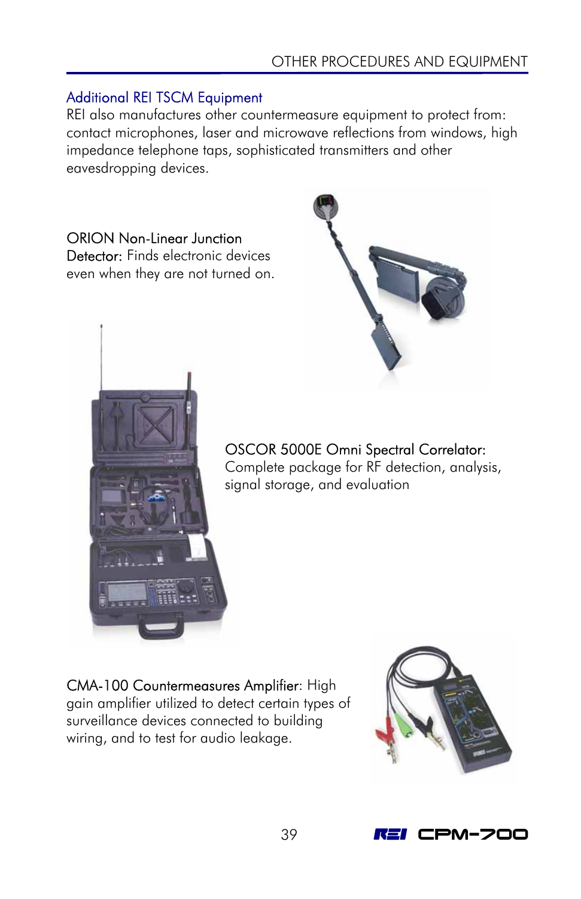## Additional REI TSCM Equipment

REI also manufactures other countermeasure equipment to protect from: contact microphones, laser and microwave reflections from windows, high impedance telephone taps, sophisticated transmitters and other eavesdropping devices.

ORION Non-Linear Junction Detector: Finds electronic devices even when they are not turned on.

OSCOR 5000E Omni Spectral Correlator: Complete package for RF detection, analysis, signal storage, and evaluation

CMA-100 Countermeasures Amplifier: High gain amplifier utilized to detect certain types of surveillance devices connected to building wiring, and to test for audio leakage.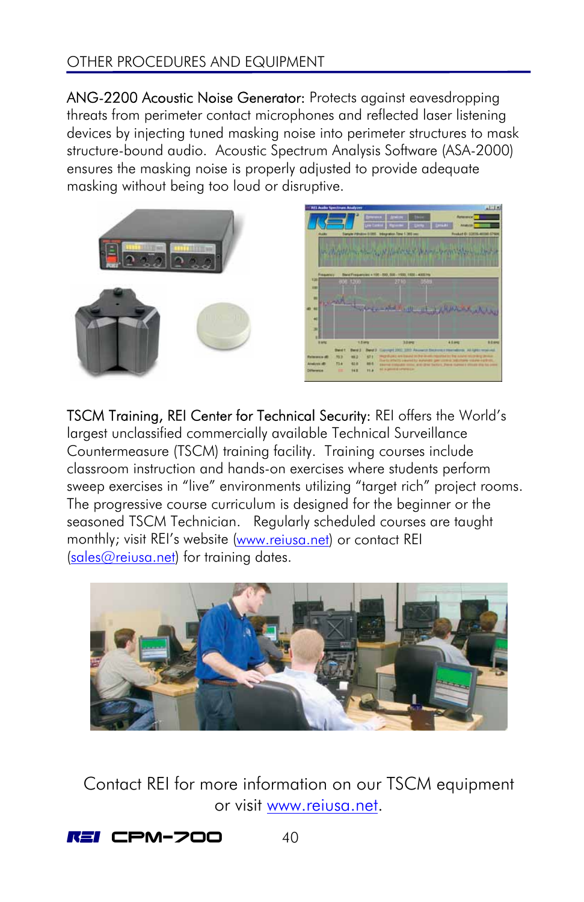## OTHER PROCEDURES AND EQUIPMENT

**ANG-2200 Acoustic Noise Generator:** Protects against eavesdropping threats from perimeter contact microphones and reflected laser listening devices by injecting tuned masking noise into perimeter structures to mask structure-bound audio. Acoustic Spectrum Analysis Software (ASA-2000) ensures the masking noise is properly adjusted to provide adequate masking without being too loud or disruptive.

**TSCM Training, REI Center for Technical Security:** REI offers the World's largest unclassified commercially available Technical Surveillance Countermeasure (TSCM) training facility. Training courses include classroom instruction and hands-on exercises where students perform sweep exercises in "live" environments utilizing "target rich" project rooms. The progressive course curriculum is designed for the beginner or the seasoned TSCM Technician. Regularly scheduled courses are taught monthly; visit REI's website (www.reiusa.net) or contact REI (sales@reiusa.net) for training dates.

Contact REI for more information on our TSCM equipment or visit www.reiusa.net.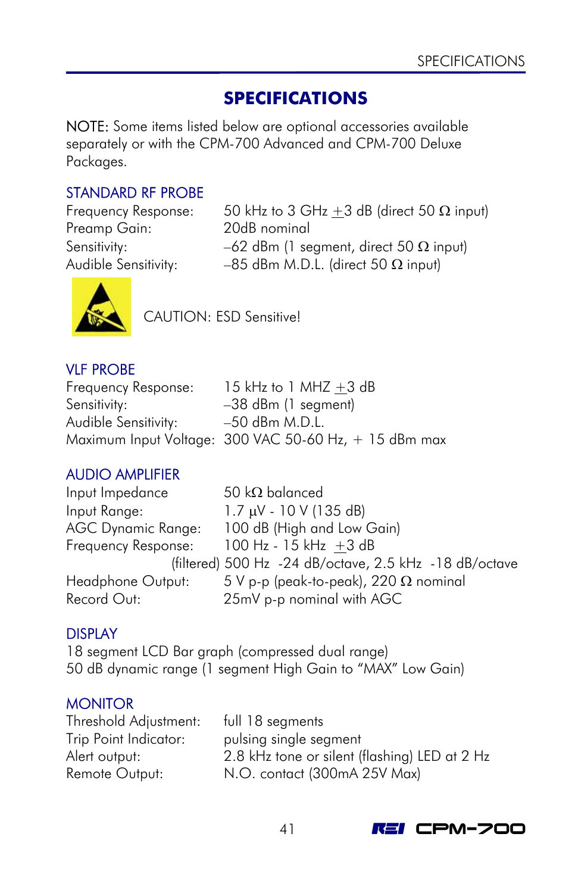# SPECIFICATIONS

NOTE: Some items listed below are optional accessories available separately or with the CPM-700 Advanced and CPM-700 Deluxe Packages.

## STANDARD RF PROBE

| | |
|---|---|
| Frequency Response: | 50 kHz to 3 GHz ±3 dB (direct 50 Ω input) |
| Preamp Gain: | 20dB nominal |
| Sensitivity: | –62 dBm (1 segment, direct 50 Ω input) |
| Audible Sensitivity: | –85 dBm M.D.L. (direct 50 Ω input) |

CAUTION: ESD Sensitive!

## VLF PROBE

| | |
|---|---|
| Frequency Response: | 15 kHz to 1 MHZ ±3 dB |
| Sensitivity: | –38 dBm (1 segment) |
| Audible Sensitivity: | –50 dBm M.D.L. |
| Maximum Input Voltage: | 300 VAC 50-60 Hz, + 15 dBm max |

## AUDIO AMPLIFIER

| | |
|---|---|
| Input Impedance | 50 kΩ balanced |
| Input Range: | 1.7 µV - 10 V (135 dB) |
| AGC Dynamic Range: | 100 dB (High and Low Gain) |
| Frequency Response: | 100 Hz - 15 kHz ±3 dB |
| (filtered) | 500 Hz -24 dB/octave, 2.5 kHz -18 dB/octave |
| Headphone Output: | 5 V p-p (peak-to-peak), 220 Ω nominal |
| Record Out: | 25mV p-p nominal with AGC |

## DISPLAY

18 segment LCD Bar graph (compressed dual range)
50 dB dynamic range (1 segment High Gain to "MAX" Low Gain)

## MONITOR

| | |
|---|---|
| Threshold Adjustment: | full 18 segments |
| Trip Point Indicator: | pulsing single segment |
| Alert output: | 2.8 kHz tone or silent (flashing) LED at 2 Hz |
| Remote Output: | N.O. contact (300mA 25V Max) |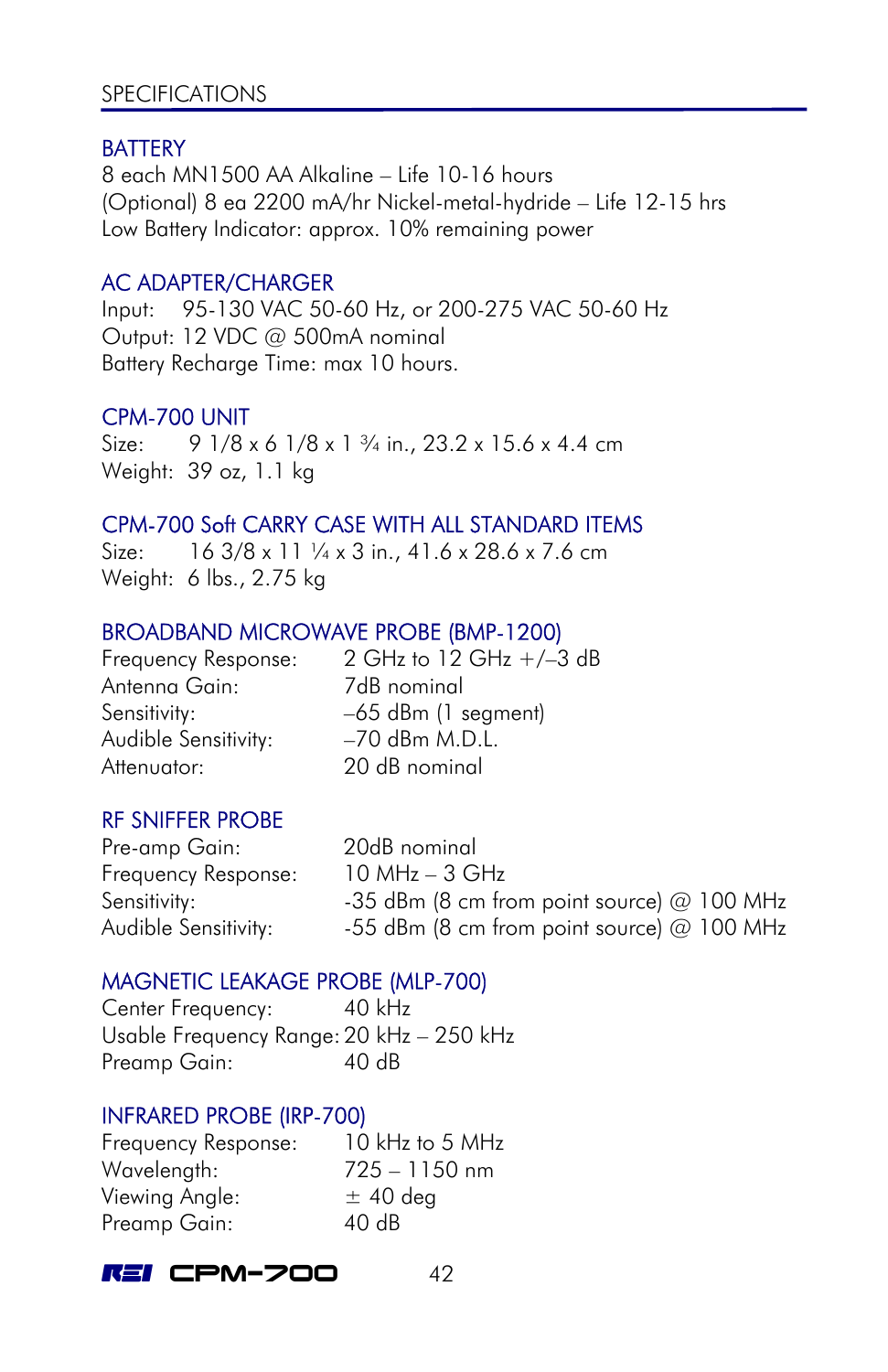# SPECIFICATIONS

## BATTERY

8 each MN1500 AA Alkaline – Life 10-16 hours
(Optional) 8 ea 2200 mA/hr Nickel-metal-hydride – Life 12-15 hrs
Low Battery Indicator: approx. 10% remaining power

## AC ADAPTER/CHARGER

Input: 95-130 VAC 50-60 Hz, or 200-275 VAC 50-60 Hz
Output: 12 VDC @ 500mA nominal
Battery Recharge Time: max 10 hours.

## CPM-700 UNIT

Size: 9 1/8 x 6 1/8 x 1 ¾ in., 23.2 x 15.6 x 4.4 cm
Weight: 39 oz, 1.1 kg

## CPM-700 Soft CARRY CASE WITH ALL STANDARD ITEMS

Size: 16 3/8 x 11 ¼ x 3 in., 41.6 x 28.6 x 7.6 cm
Weight: 6 lbs., 2.75 kg

## BROADBAND MICROWAVE PROBE (BMP-1200)

| | |
|---|---|
| Frequency Response: | 2 GHz to 12 GHz +/–3 dB |
| Antenna Gain: | 7dB nominal |
| Sensitivity: | –65 dBm (1 segment) |
| Audible Sensitivity: | –70 dBm M.D.L. |
| Attenuator: | 20 dB nominal |

## RF SNIFFER PROBE

| | |
|---|---|
| Pre-amp Gain: | 20dB nominal |
| Frequency Response: | 10 MHz – 3 GHz |
| Sensitivity: | -35 dBm (8 cm from point source) @ 100 MHz |
| Audible Sensitivity: | -55 dBm (8 cm from point source) @ 100 MHz |

## MAGNETIC LEAKAGE PROBE (MLP-700)

| | |
|---|---|
| Center Frequency: | 40 kHz |
| Usable Frequency Range: | 20 kHz – 250 kHz |
| Preamp Gain: | 40 dB |

## INFRARED PROBE (IRP-700)

| | |
|---|---|
| Frequency Response: | 10 kHz to 5 MHz |
| Wavelength: | 725 – 1150 nm |
| Viewing Angle: | ± 40 deg |
| Preamp Gain: | 40 dB |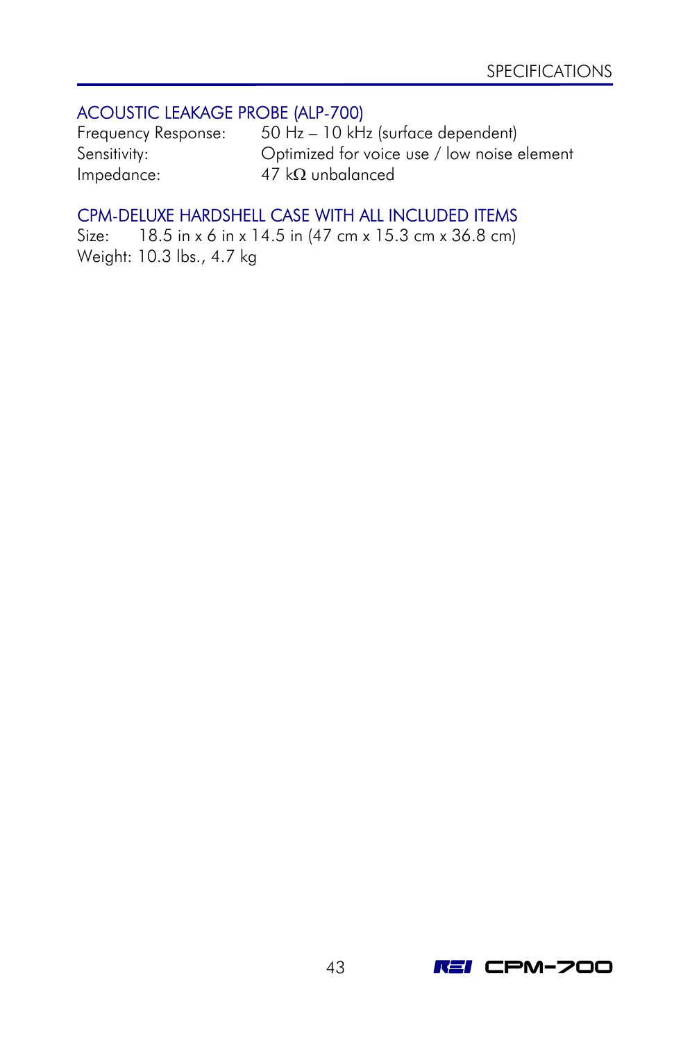### ACOUSTIC LEAKAGE PROBE (ALP-700)

| | |
|---|---|
| Frequency Response: | 50 Hz – 10 kHz (surface dependent) |
| Sensitivity: | Optimized for voice use / low noise element |
| Impedance: | 47 kΩ unbalanced |

### CPM-DELUXE HARDSHELL CASE WITH ALL INCLUDED ITEMS

Size: 18.5 in x 6 in x 14.5 in (47 cm x 15.3 cm x 36.8 cm)
Weight: 10.3 lbs., 4.7 kg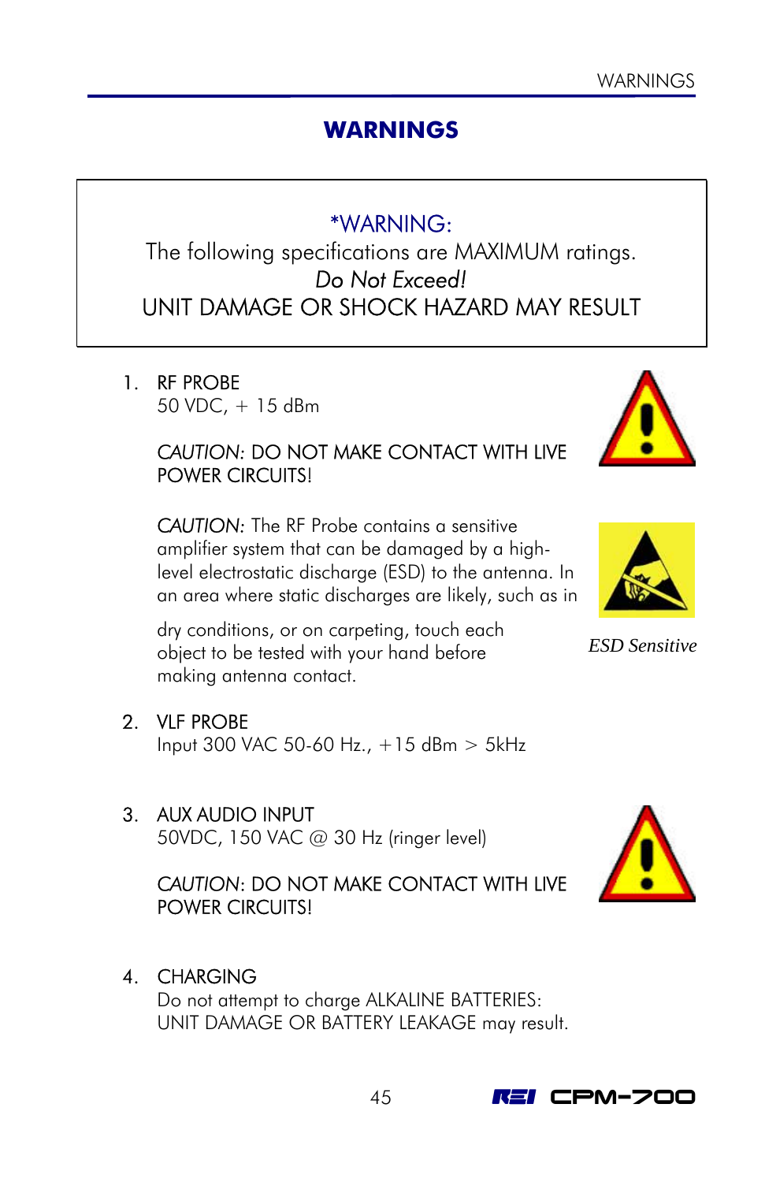# WARNINGS

> *WARNING:
> The following specifications are MAXIMUM ratings.
> *Do Not Exceed!*
> UNIT DAMAGE OR SHOCK HAZARD MAY RESULT

1. RF PROBE
   50 VDC, + 15 dBm

   *CAUTION*: DO NOT MAKE CONTACT WITH LIVE POWER CIRCUITS!

   *CAUTION:* The RF Probe contains a sensitive amplifier system that can be damaged by a high-level electrostatic discharge (ESD) to the antenna. In an area where static discharges are likely, such as in dry conditions, or on carpeting, touch each object to be tested with your hand before making antenna contact.

   *ESD Sensitive*

2. VLF PROBE
   Input 300 VAC 50-60 Hz., +15 dBm > 5kHz

3. AUX AUDIO INPUT
   50VDC, 150 VAC @ 30 Hz (ringer level)

   *CAUTION*: DO NOT MAKE CONTACT WITH LIVE POWER CIRCUITS!

4. CHARGING
   Do not attempt to charge ALKALINE BATTERIES:
   UNIT DAMAGE OR BATTERY LEAKAGE may result.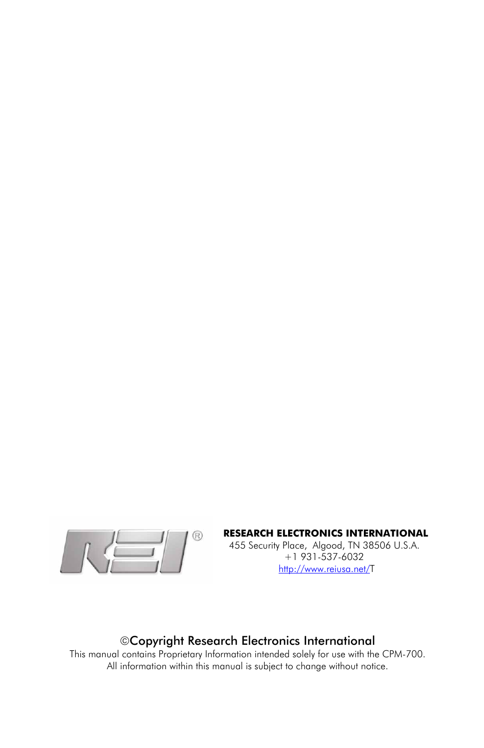**RESEARCH ELECTRONICS INTERNATIONAL**
455 Security Place, Algood, TN 38506 U.S.A.
+1 931-537-6032
http://www.reiusa.net/T

©Copyright Research Electronics International

This manual contains Proprietary Information intended solely for use with the CPM-700.
All information within this manual is subject to change without notice.